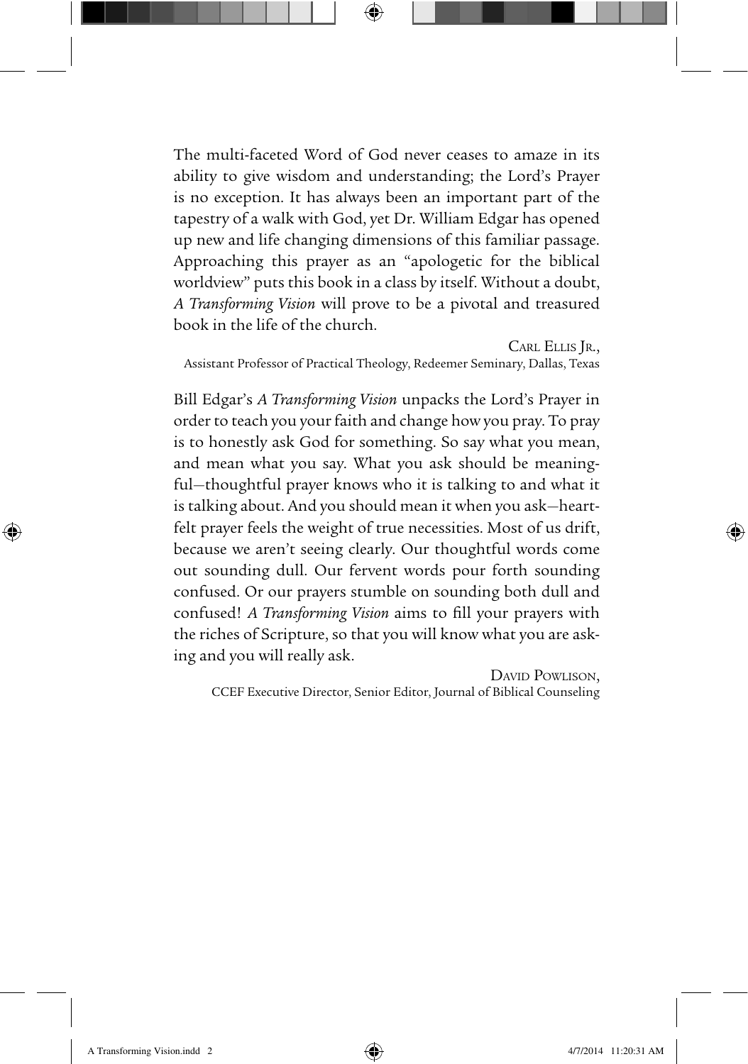The multi-faceted Word of God never ceases to amaze in its ability to give wisdom and understanding; the Lord's Prayer is no exception. It has always been an important part of the tapestry of a walk with God, yet Dr. William Edgar has opened up new and life changing dimensions of this familiar passage. Approaching this prayer as an "apologetic for the biblical worldview" puts this book in a class by itself. Without a doubt, *A Transforming Vision* will prove to be a pivotal and treasured book in the life of the church.

Carl Ellis Jr.,
Assistant Professor of Practical Theology, Redeemer Seminary, Dallas, Texas

Bill Edgar's *A Transforming Vision* unpacks the Lord's Prayer in order to teach you your faith and change how you pray. To pray is to honestly ask God for something. So say what you mean, and mean what you say. What you ask should be meaningful—thoughtful prayer knows who it is talking to and what it is talking about. And you should mean it when you ask—heartfelt prayer feels the weight of true necessities. Most of us drift, because we aren't seeing clearly. Our thoughtful words come out sounding dull. Our fervent words pour forth sounding confused. Or our prayers stumble on sounding both dull and confused! *A Transforming Vision* aims to fill your prayers with the riches of Scripture, so that you will know what you are asking and you will really ask.

David Powlison,
CCEF Executive Director, Senior Editor, Journal of Biblical Counseling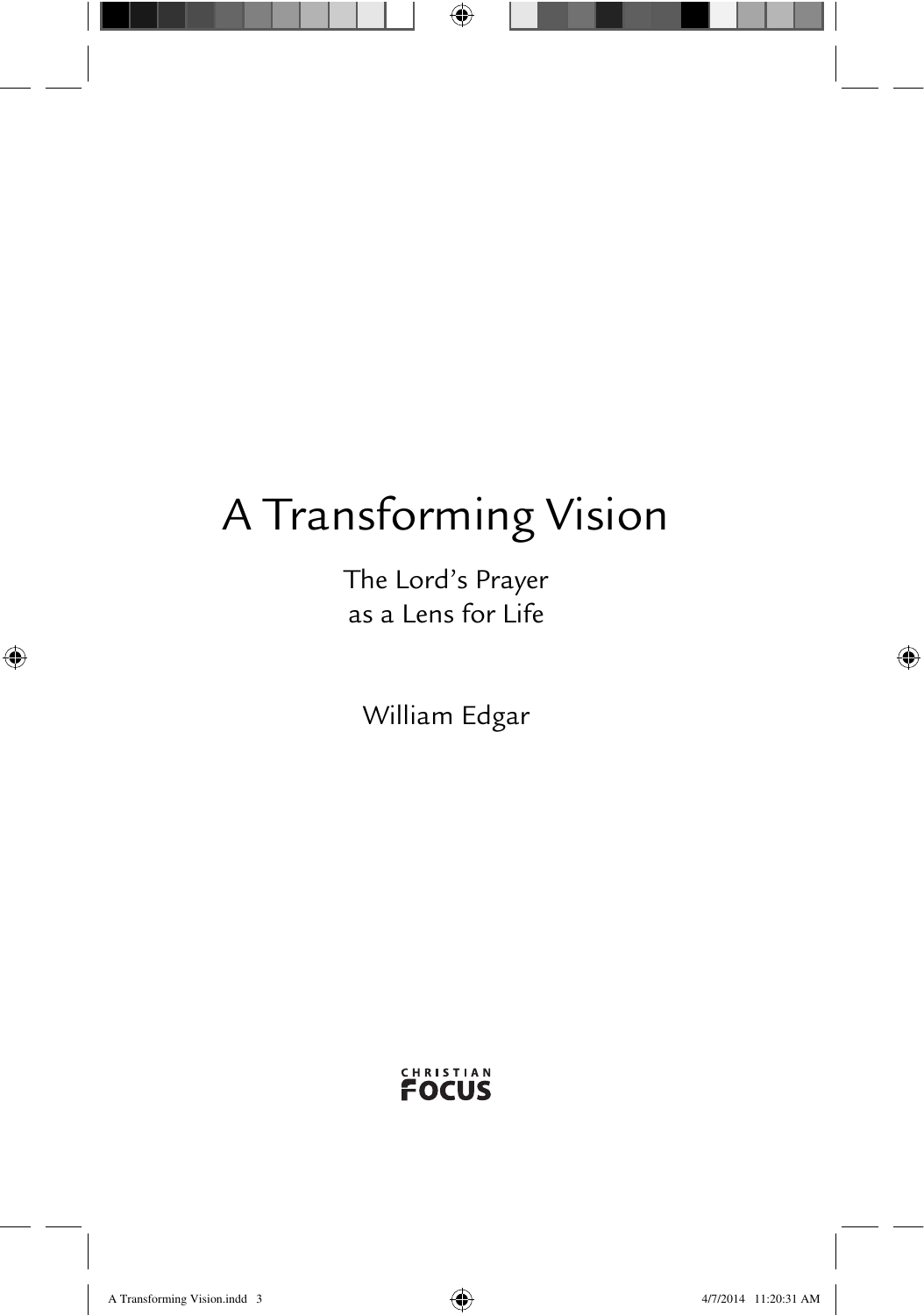# A Transforming Vision

The Lord's Prayer
as a Lens for Life

William Edgar

CHRISTIAN
FOCUS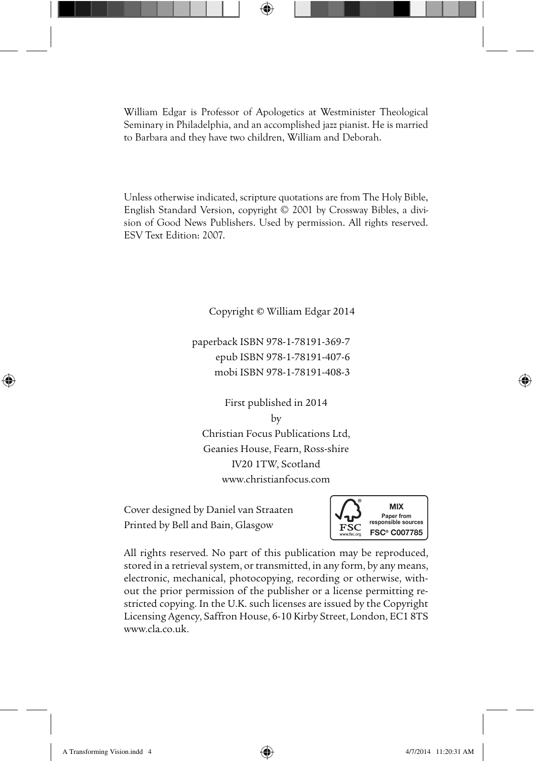William Edgar is Professor of Apologetics at Westminister Theological Seminary in Philadelphia, and an accomplished jazz pianist. He is married to Barbara and they have two children, William and Deborah.

Unless otherwise indicated, scripture quotations are from The Holy Bible, English Standard Version, copyright © 2001 by Crossway Bibles, a division of Good News Publishers. Used by permission. All rights reserved. ESV Text Edition: 2007.

Copyright © William Edgar 2014

paperback ISBN 978-1-78191-369-7
epub ISBN 978-1-78191-407-6
mobi ISBN 978-1-78191-408-3

First published in 2014
by
Christian Focus Publications Ltd,
Geanies House, Fearn, Ross-shire
IV20 1TW, Scotland
www.christianfocus.com

Cover designed by Daniel van Straaten
Printed by Bell and Bain, Glasgow

FSC www.fsc.org MIX Paper from responsible sources FSC® C007785

All rights reserved. No part of this publication may be reproduced, stored in a retrieval system, or transmitted, in any form, by any means, electronic, mechanical, photocopying, recording or otherwise, without the prior permission of the publisher or a license permitting restricted copying. In the U.K. such licenses are issued by the Copyright Licensing Agency, Saffron House, 6-10 Kirby Street, London, EC1 8TS www.cla.co.uk.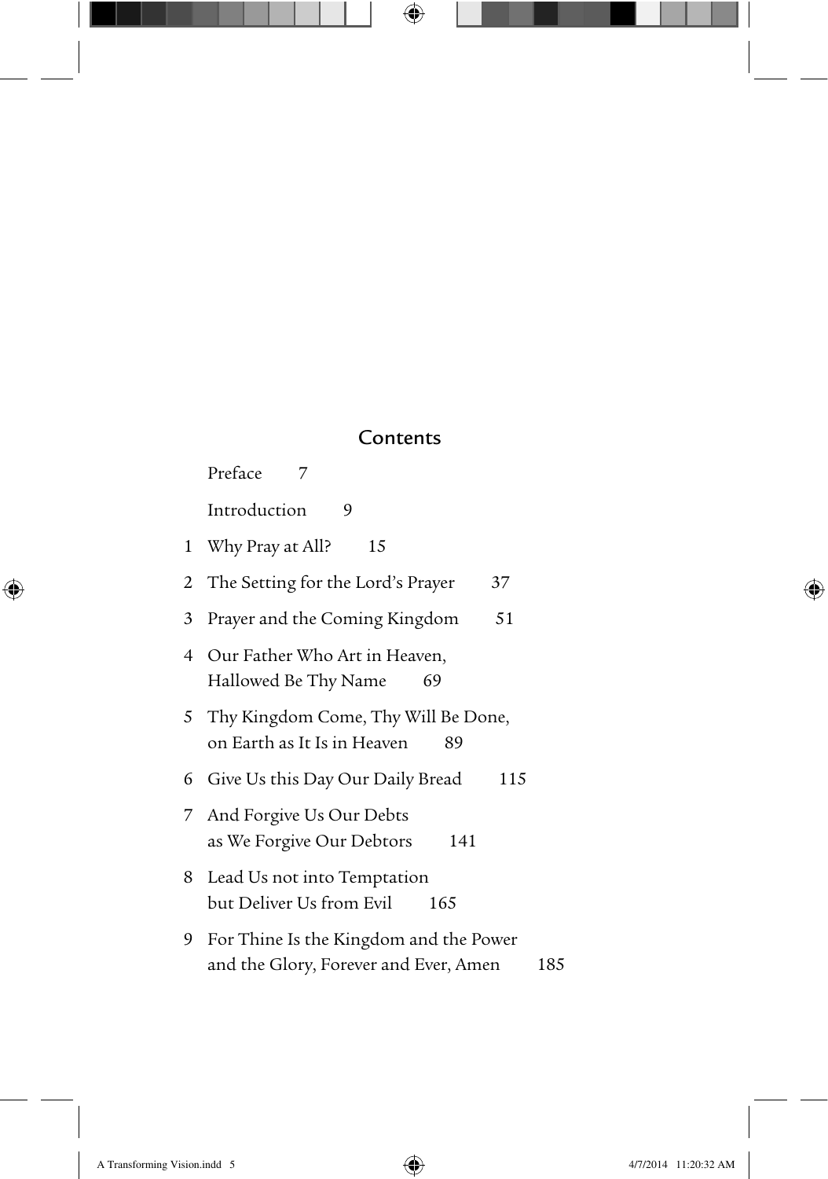## Contents

Preface 7

Introduction 9

1 Why Pray at All? 15

2 The Setting for the Lord's Prayer 37

3 Prayer and the Coming Kingdom 51

4 Our Father Who Art in Heaven, Hallowed Be Thy Name 69

5 Thy Kingdom Come, Thy Will Be Done, on Earth as It Is in Heaven 89

6 Give Us this Day Our Daily Bread 115

7 And Forgive Us Our Debts as We Forgive Our Debtors 141

8 Lead Us not into Temptation but Deliver Us from Evil 165

9 For Thine Is the Kingdom and the Power and the Glory, Forever and Ever, Amen 185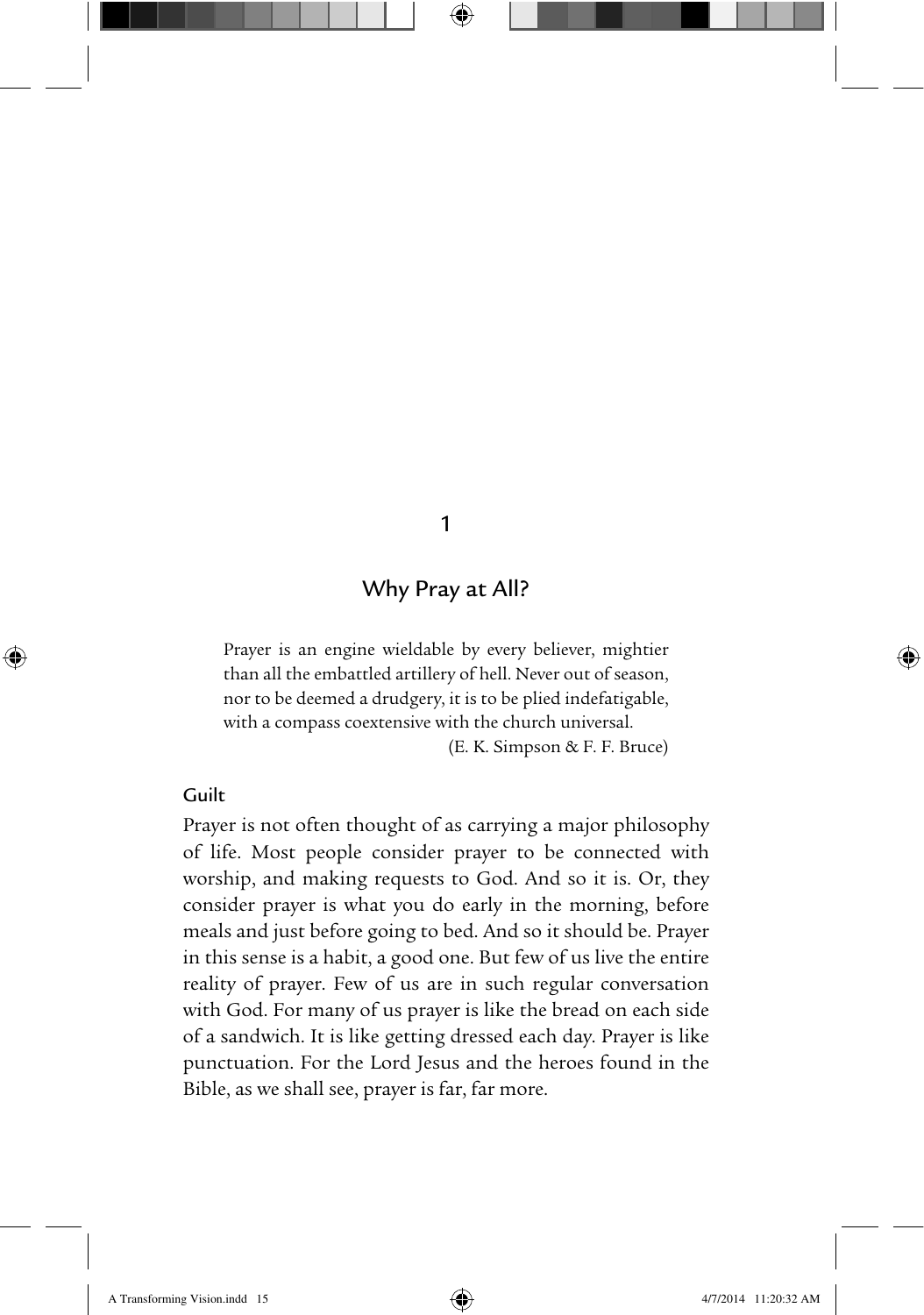# 1

# Why Pray at All?

> Prayer is an engine wieldable by every believer, mightier than all the embattled artillery of hell. Never out of season, nor to be deemed a drudgery, it is to be plied indefatigable, with a compass coextensive with the church universal.
>
> (E. K. Simpson & F. F. Bruce)

## Guilt

Prayer is not often thought of as carrying a major philosophy of life. Most people consider prayer to be connected with worship, and making requests to God. And so it is. Or, they consider prayer is what you do early in the morning, before meals and just before going to bed. And so it should be. Prayer in this sense is a habit, a good one. But few of us live the entire reality of prayer. Few of us are in such regular conversation with God. For many of us prayer is like the bread on each side of a sandwich. It is like getting dressed each day. Prayer is like punctuation. For the Lord Jesus and the heroes found in the Bible, as we shall see, prayer is far, far more.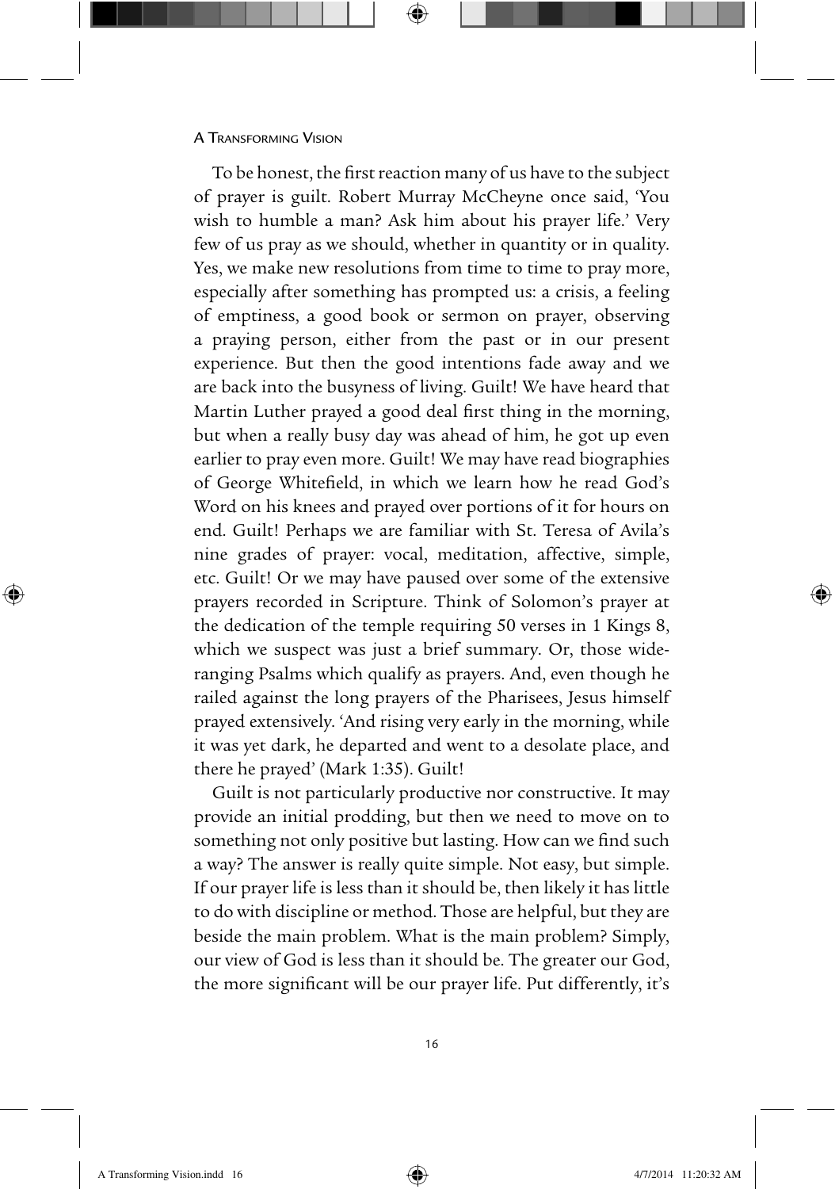To be honest, the first reaction many of us have to the subject of prayer is guilt. Robert Murray McCheyne once said, 'You wish to humble a man? Ask him about his prayer life.' Very few of us pray as we should, whether in quantity or in quality. Yes, we make new resolutions from time to time to pray more, especially after something has prompted us: a crisis, a feeling of emptiness, a good book or sermon on prayer, observing a praying person, either from the past or in our present experience. But then the good intentions fade away and we are back into the busyness of living. Guilt! We have heard that Martin Luther prayed a good deal first thing in the morning, but when a really busy day was ahead of him, he got up even earlier to pray even more. Guilt! We may have read biographies of George Whitefield, in which we learn how he read God's Word on his knees and prayed over portions of it for hours on end. Guilt! Perhaps we are familiar with St. Teresa of Avila's nine grades of prayer: vocal, meditation, affective, simple, etc. Guilt! Or we may have paused over some of the extensive prayers recorded in Scripture. Think of Solomon's prayer at the dedication of the temple requiring 50 verses in 1 Kings 8, which we suspect was just a brief summary. Or, those wide-ranging Psalms which qualify as prayers. And, even though he railed against the long prayers of the Pharisees, Jesus himself prayed extensively. 'And rising very early in the morning, while it was yet dark, he departed and went to a desolate place, and there he prayed' (Mark 1:35). Guilt!

Guilt is not particularly productive nor constructive. It may provide an initial prodding, but then we need to move on to something not only positive but lasting. How can we find such a way? The answer is really quite simple. Not easy, but simple. If our prayer life is less than it should be, then likely it has little to do with discipline or method. Those are helpful, but they are beside the main problem. What is the main problem? Simply, our view of God is less than it should be. The greater our God, the more significant will be our prayer life. Put differently, it's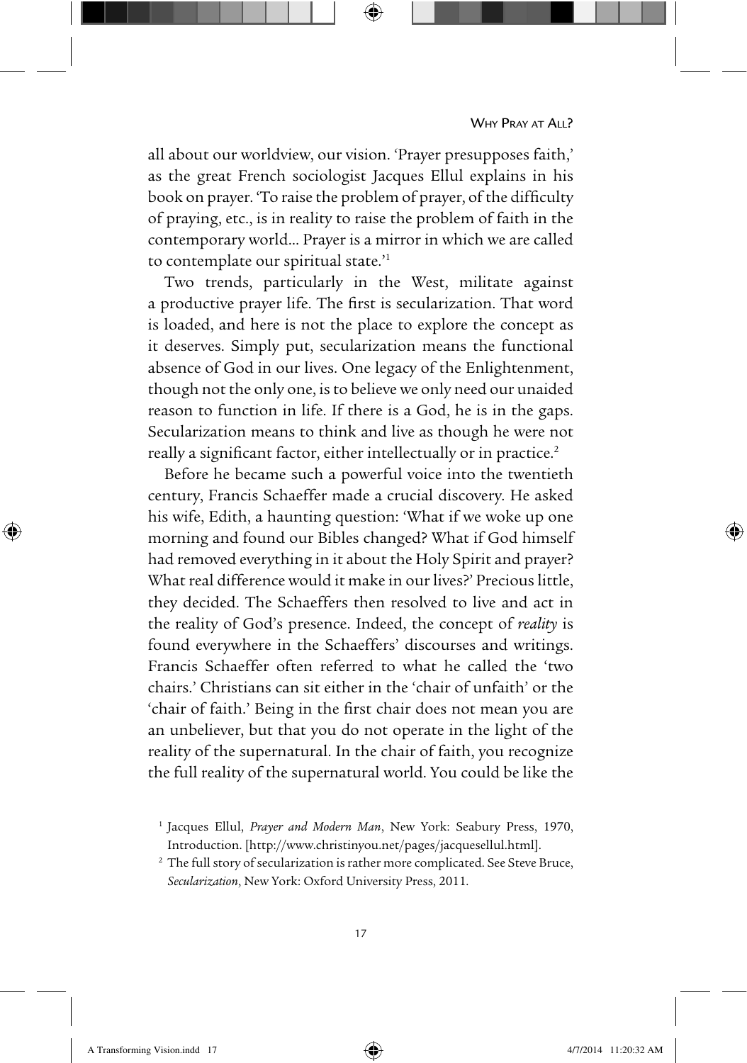all about our worldview, our vision. 'Prayer presupposes faith,' as the great French sociologist Jacques Ellul explains in his book on prayer. 'To raise the problem of prayer, of the difficulty of praying, etc., is in reality to raise the problem of faith in the contemporary world… Prayer is a mirror in which we are called to contemplate our spiritual state.'[1]

Two trends, particularly in the West, militate against a productive prayer life. The first is secularization. That word is loaded, and here is not the place to explore the concept as it deserves. Simply put, secularization means the functional absence of God in our lives. One legacy of the Enlightenment, though not the only one, is to believe we only need our unaided reason to function in life. If there is a God, he is in the gaps. Secularization means to think and live as though he were not really a significant factor, either intellectually or in practice.[2]

Before he became such a powerful voice into the twentieth century, Francis Schaeffer made a crucial discovery. He asked his wife, Edith, a haunting question: 'What if we woke up one morning and found our Bibles changed? What if God himself had removed everything in it about the Holy Spirit and prayer? What real difference would it make in our lives?' Precious little, they decided. The Schaeffers then resolved to live and act in the reality of God's presence. Indeed, the concept of *reality* is found everywhere in the Schaeffers' discourses and writings. Francis Schaeffer often referred to what he called the 'two chairs.' Christians can sit either in the 'chair of unfaith' or the 'chair of faith.' Being in the first chair does not mean you are an unbeliever, but that you do not operate in the light of the reality of the supernatural. In the chair of faith, you recognize the full reality of the supernatural world. You could be like the

[1] Jacques Ellul, *Prayer and Modern Man*, New York: Seabury Press, 1970, Introduction. [http://www.christinyou.net/pages/jacquesellul.html].

[2] The full story of secularization is rather more complicated. See Steve Bruce, *Secularization*, New York: Oxford University Press, 2011.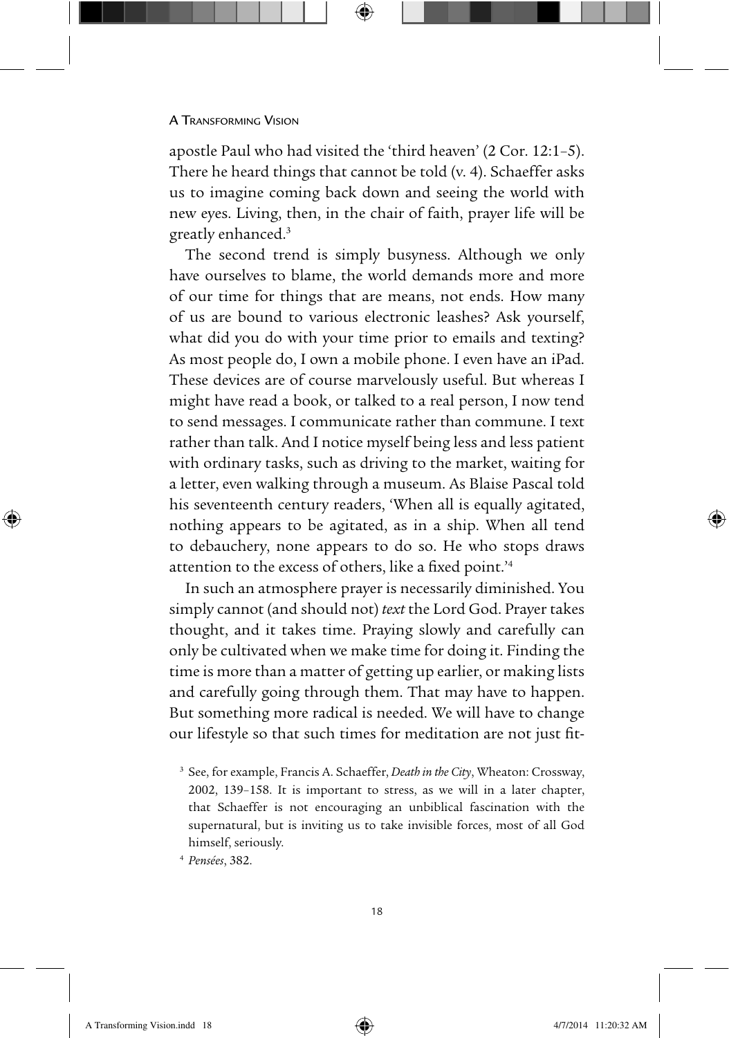apostle Paul who had visited the 'third heaven' (2 Cor. 12:1–5). There he heard things that cannot be told (v. 4). Schaeffer asks us to imagine coming back down and seeing the world with new eyes. Living, then, in the chair of faith, prayer life will be greatly enhanced.[3]

The second trend is simply busyness. Although we only have ourselves to blame, the world demands more and more of our time for things that are means, not ends. How many of us are bound to various electronic leashes? Ask yourself, what did you do with your time prior to emails and texting? As most people do, I own a mobile phone. I even have an iPad. These devices are of course marvelously useful. But whereas I might have read a book, or talked to a real person, I now tend to send messages. I communicate rather than commune. I text rather than talk. And I notice myself being less and less patient with ordinary tasks, such as driving to the market, waiting for a letter, even walking through a museum. As Blaise Pascal told his seventeenth century readers, 'When all is equally agitated, nothing appears to be agitated, as in a ship. When all tend to debauchery, none appears to do so. He who stops draws attention to the excess of others, like a fixed point.'[4]

In such an atmosphere prayer is necessarily diminished. You simply cannot (and should not) *text* the Lord God. Prayer takes thought, and it takes time. Praying slowly and carefully can only be cultivated when we make time for doing it. Finding the time is more than a matter of getting up earlier, or making lists and carefully going through them. That may have to happen. But something more radical is needed. We will have to change our lifestyle so that such times for meditation are not just fit-

[3] See, for example, Francis A. Schaeffer, *Death in the City*, Wheaton: Crossway, 2002, 139–158. It is important to stress, as we will in a later chapter, that Schaeffer is not encouraging an unbiblical fascination with the supernatural, but is inviting us to take invisible forces, most of all God himself, seriously.

[4] *Pensées*, 382.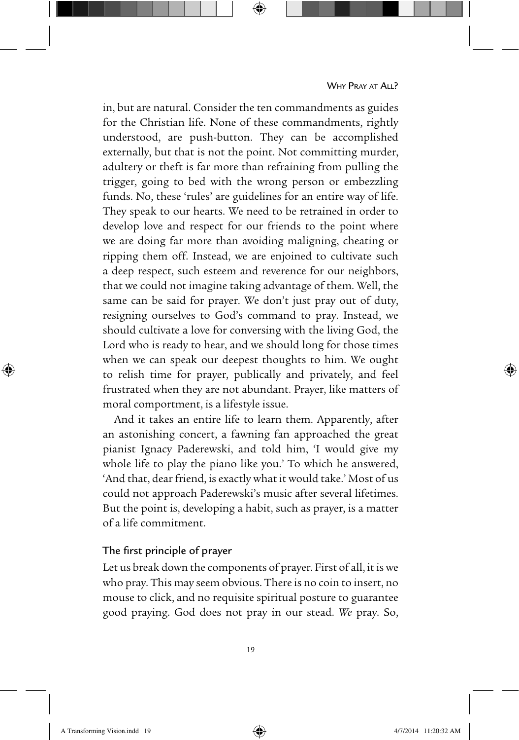in, but are natural. Consider the ten commandments as guides for the Christian life. None of these commandments, rightly understood, are push-button. They can be accomplished externally, but that is not the point. Not committing murder, adultery or theft is far more than refraining from pulling the trigger, going to bed with the wrong person or embezzling funds. No, these 'rules' are guidelines for an entire way of life. They speak to our hearts. We need to be retrained in order to develop love and respect for our friends to the point where we are doing far more than avoiding maligning, cheating or ripping them off. Instead, we are enjoined to cultivate such a deep respect, such esteem and reverence for our neighbors, that we could not imagine taking advantage of them. Well, the same can be said for prayer. We don't just pray out of duty, resigning ourselves to God's command to pray. Instead, we should cultivate a love for conversing with the living God, the Lord who is ready to hear, and we should long for those times when we can speak our deepest thoughts to him. We ought to relish time for prayer, publically and privately, and feel frustrated when they are not abundant. Prayer, like matters of moral comportment, is a lifestyle issue.

And it takes an entire life to learn them. Apparently, after an astonishing concert, a fawning fan approached the great pianist Ignacy Paderewski, and told him, 'I would give my whole life to play the piano like you.' To which he answered, 'And that, dear friend, is exactly what it would take.' Most of us could not approach Paderewski's music after several lifetimes. But the point is, developing a habit, such as prayer, is a matter of a life commitment.

### The first principle of prayer

Let us break down the components of prayer. First of all, it is we who pray. This may seem obvious. There is no coin to insert, no mouse to click, and no requisite spiritual posture to guarantee good praying. God does not pray in our stead. *We* pray. So,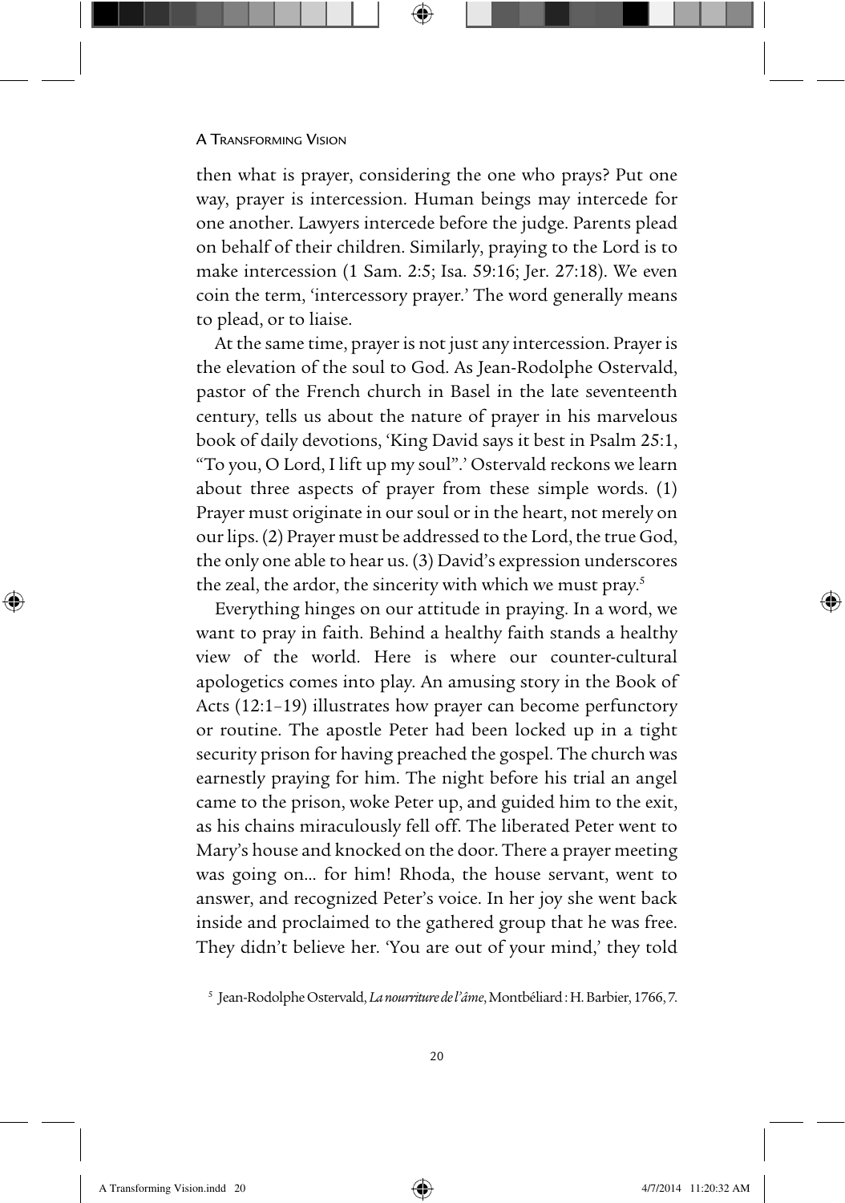then what is prayer, considering the one who prays? Put one way, prayer is intercession. Human beings may intercede for one another. Lawyers intercede before the judge. Parents plead on behalf of their children. Similarly, praying to the Lord is to make intercession (1 Sam. 2:5; Isa. 59:16; Jer. 27:18). We even coin the term, 'intercessory prayer.' The word generally means to plead, or to liaise.

At the same time, prayer is not just any intercession. Prayer is the elevation of the soul to God. As Jean-Rodolphe Ostervald, pastor of the French church in Basel in the late seventeenth century, tells us about the nature of prayer in his marvelous book of daily devotions, 'King David says it best in Psalm 25:1, "To you, O Lord, I lift up my soul".' Ostervald reckons we learn about three aspects of prayer from these simple words. (1) Prayer must originate in our soul or in the heart, not merely on our lips. (2) Prayer must be addressed to the Lord, the true God, the only one able to hear us. (3) David's expression underscores the zeal, the ardor, the sincerity with which we must pray.[5]

Everything hinges on our attitude in praying. In a word, we want to pray in faith. Behind a healthy faith stands a healthy view of the world. Here is where our counter-cultural apologetics comes into play. An amusing story in the Book of Acts (12:1–19) illustrates how prayer can become perfunctory or routine. The apostle Peter had been locked up in a tight security prison for having preached the gospel. The church was earnestly praying for him. The night before his trial an angel came to the prison, woke Peter up, and guided him to the exit, as his chains miraculously fell off. The liberated Peter went to Mary's house and knocked on the door. There a prayer meeting was going on... for him! Rhoda, the house servant, went to answer, and recognized Peter's voice. In her joy she went back inside and proclaimed to the gathered group that he was free. They didn't believe her. 'You are out of your mind,' they told

[5] Jean-Rodolphe Ostervald, *La nourriture de l'âme*, Montbéliard : H. Barbier, 1766, 7.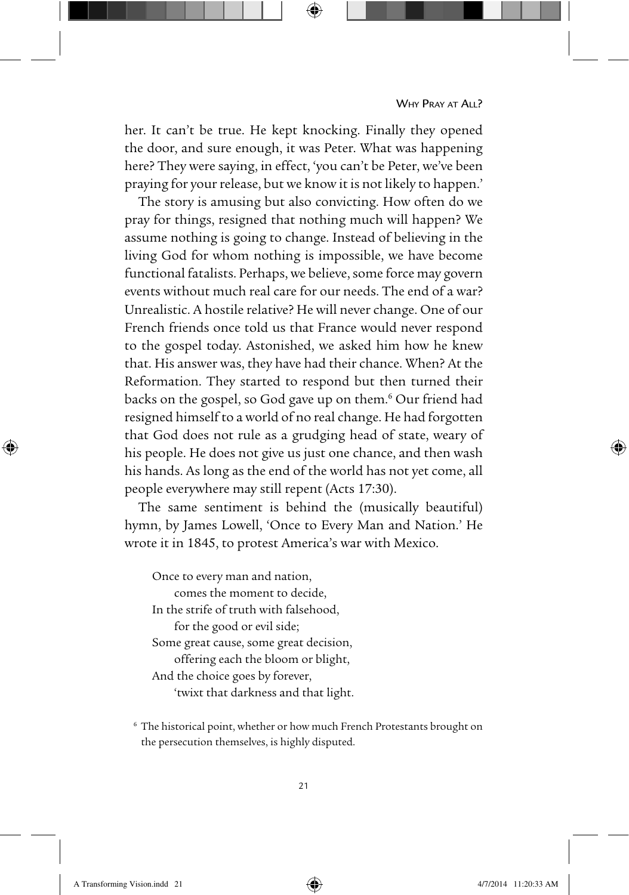her. It can't be true. He kept knocking. Finally they opened the door, and sure enough, it was Peter. What was happening here? They were saying, in effect, 'you can't be Peter, we've been praying for your release, but we know it is not likely to happen.'

The story is amusing but also convicting. How often do we pray for things, resigned that nothing much will happen? We assume nothing is going to change. Instead of believing in the living God for whom nothing is impossible, we have become functional fatalists. Perhaps, we believe, some force may govern events without much real care for our needs. The end of a war? Unrealistic. A hostile relative? He will never change. One of our French friends once told us that France would never respond to the gospel today. Astonished, we asked him how he knew that. His answer was, they have had their chance. When? At the Reformation. They started to respond but then turned their backs on the gospel, so God gave up on them.[6] Our friend had resigned himself to a world of no real change. He had forgotten that God does not rule as a grudging head of state, weary of his people. He does not give us just one chance, and then wash his hands. As long as the end of the world has not yet come, all people everywhere may still repent (Acts 17:30).

The same sentiment is behind the (musically beautiful) hymn, by James Lowell, 'Once to Every Man and Nation.' He wrote it in 1845, to protest America's war with Mexico.

> Once to every man and nation,
> comes the moment to decide,
> In the strife of truth with falsehood,
> for the good or evil side;
> Some great cause, some great decision,
> offering each the bloom or blight,
> And the choice goes by forever,
> 'twixt that darkness and that light.

[6] The historical point, whether or how much French Protestants brought on the persecution themselves, is highly disputed.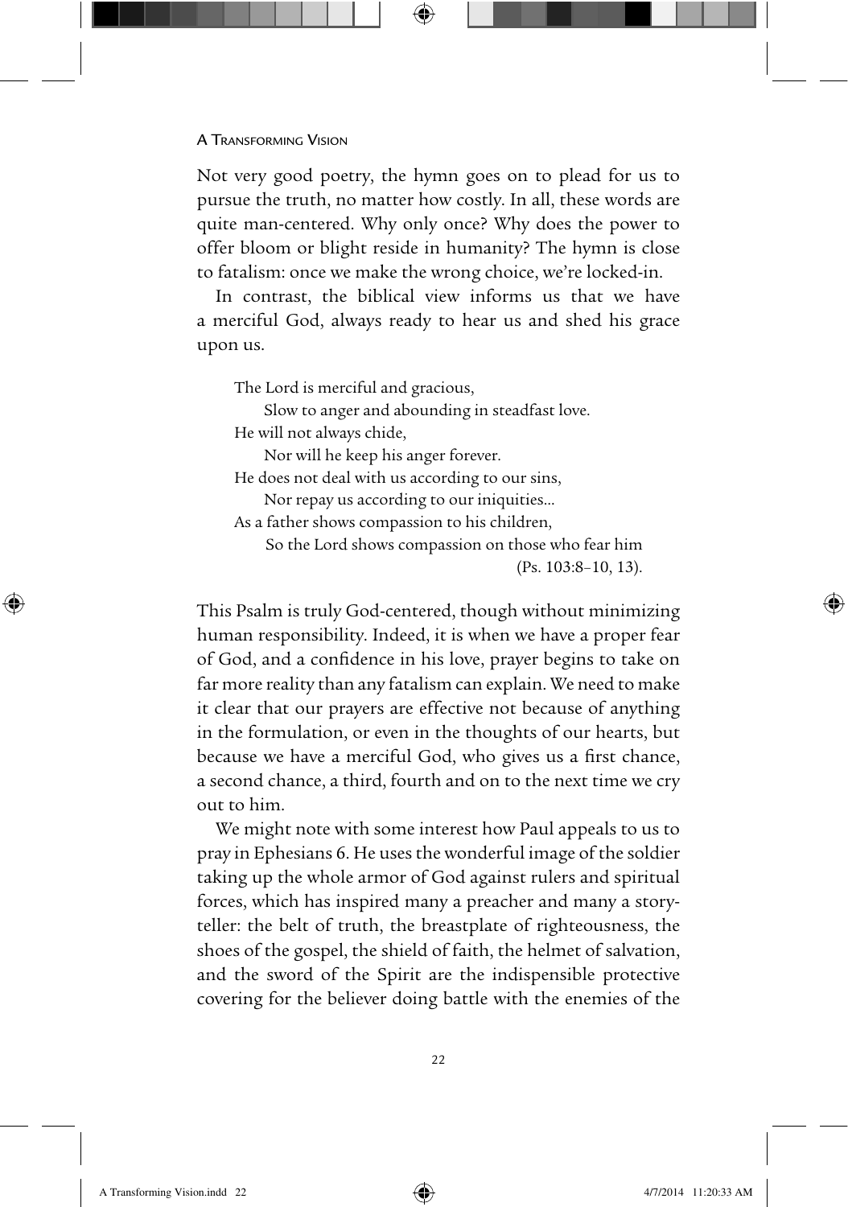Not very good poetry, the hymn goes on to plead for us to pursue the truth, no matter how costly. In all, these words are quite man-centered. Why only once? Why does the power to offer bloom or blight reside in humanity? The hymn is close to fatalism: once we make the wrong choice, we're locked-in.

In contrast, the biblical view informs us that we have a merciful God, always ready to hear us and shed his grace upon us.

> The Lord is merciful and gracious,
> Slow to anger and abounding in steadfast love.
> He will not always chide,
> Nor will he keep his anger forever.
> He does not deal with us according to our sins,
> Nor repay us according to our iniquities...
> As a father shows compassion to his children,
> So the Lord shows compassion on those who fear him
> (Ps. 103:8–10, 13).

This Psalm is truly God-centered, though without minimizing human responsibility. Indeed, it is when we have a proper fear of God, and a confidence in his love, prayer begins to take on far more reality than any fatalism can explain. We need to make it clear that our prayers are effective not because of anything in the formulation, or even in the thoughts of our hearts, but because we have a merciful God, who gives us a first chance, a second chance, a third, fourth and on to the next time we cry out to him.

We might note with some interest how Paul appeals to us to pray in Ephesians 6. He uses the wonderful image of the soldier taking up the whole armor of God against rulers and spiritual forces, which has inspired many a preacher and many a storyteller: the belt of truth, the breastplate of righteousness, the shoes of the gospel, the shield of faith, the helmet of salvation, and the sword of the Spirit are the indispensible protective covering for the believer doing battle with the enemies of the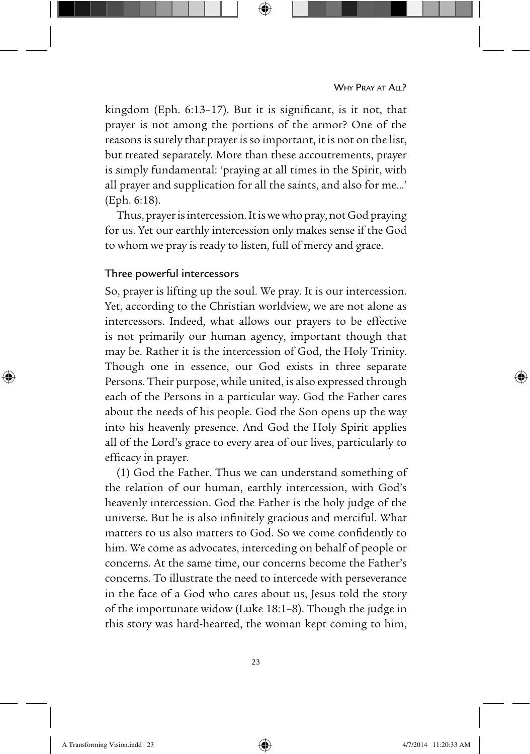kingdom (Eph. 6:13–17). But it is significant, is it not, that prayer is not among the portions of the armor? One of the reasons is surely that prayer is so important, it is not on the list, but treated separately. More than these accoutrements, prayer is simply fundamental: 'praying at all times in the Spirit, with all prayer and supplication for all the saints, and also for me...' (Eph. 6:18).

Thus, prayer is intercession. It is we who pray, not God praying for us. Yet our earthly intercession only makes sense if the God to whom we pray is ready to listen, full of mercy and grace.

### Three powerful intercessors

So, prayer is lifting up the soul. We pray. It is our intercession. Yet, according to the Christian worldview, we are not alone as intercessors. Indeed, what allows our prayers to be effective is not primarily our human agency, important though that may be. Rather it is the intercession of God, the Holy Trinity. Though one in essence, our God exists in three separate Persons. Their purpose, while united, is also expressed through each of the Persons in a particular way. God the Father cares about the needs of his people. God the Son opens up the way into his heavenly presence. And God the Holy Spirit applies all of the Lord's grace to every area of our lives, particularly to efficacy in prayer.

(1) God the Father. Thus we can understand something of the relation of our human, earthly intercession, with God's heavenly intercession. God the Father is the holy judge of the universe. But he is also infinitely gracious and merciful. What matters to us also matters to God. So we come confidently to him. We come as advocates, interceding on behalf of people or concerns. At the same time, our concerns become the Father's concerns. To illustrate the need to intercede with perseverance in the face of a God who cares about us, Jesus told the story of the importunate widow (Luke 18:1–8). Though the judge in this story was hard-hearted, the woman kept coming to him,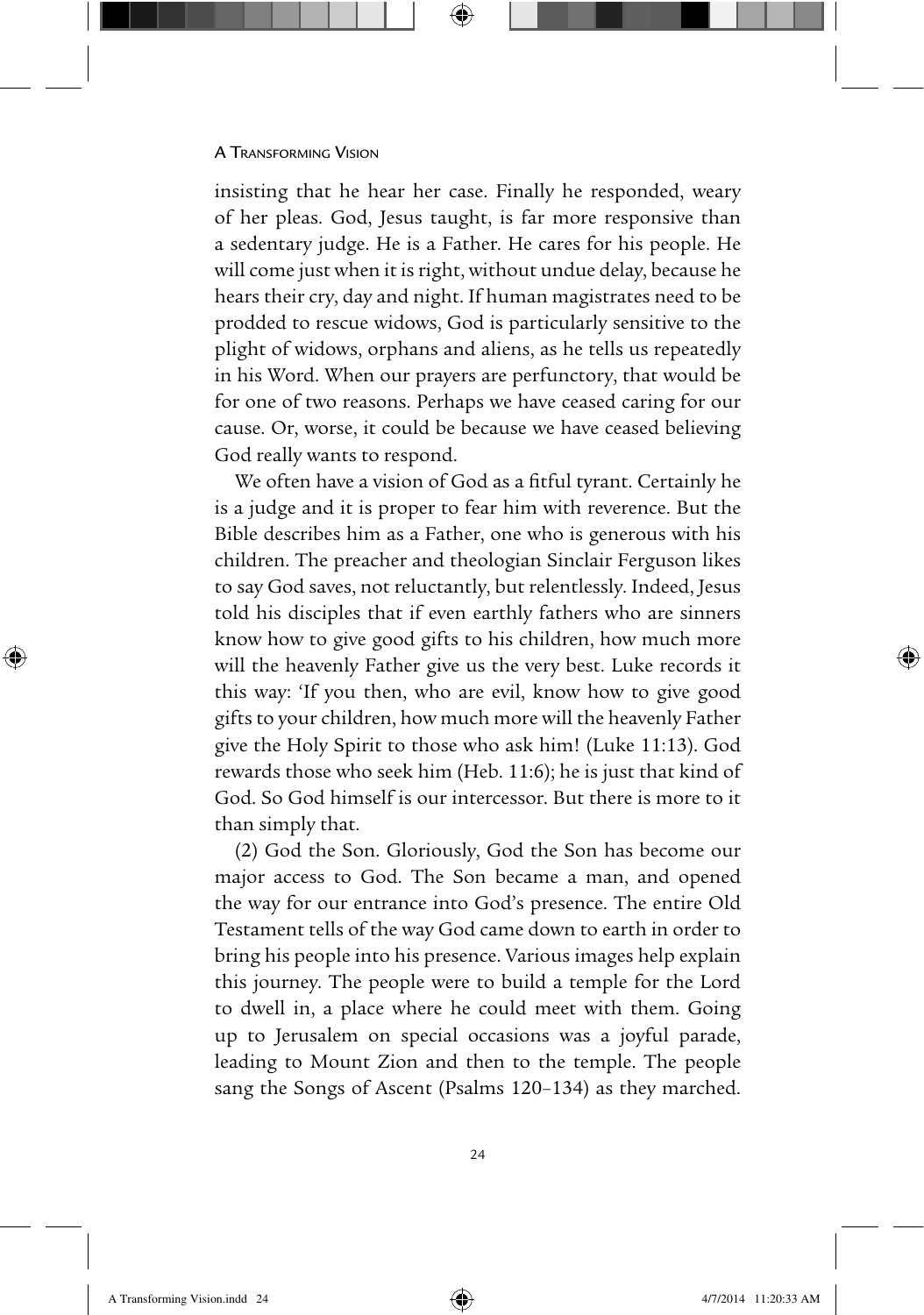insisting that he hear her case. Finally he responded, weary of her pleas. God, Jesus taught, is far more responsive than a sedentary judge. He is a Father. He cares for his people. He will come just when it is right, without undue delay, because he hears their cry, day and night. If human magistrates need to be prodded to rescue widows, God is particularly sensitive to the plight of widows, orphans and aliens, as he tells us repeatedly in his Word. When our prayers are perfunctory, that would be for one of two reasons. Perhaps we have ceased caring for our cause. Or, worse, it could be because we have ceased believing God really wants to respond.

We often have a vision of God as a fitful tyrant. Certainly he is a judge and it is proper to fear him with reverence. But the Bible describes him as a Father, one who is generous with his children. The preacher and theologian Sinclair Ferguson likes to say God saves, not reluctantly, but relentlessly. Indeed, Jesus told his disciples that if even earthly fathers who are sinners know how to give good gifts to his children, how much more will the heavenly Father give us the very best. Luke records it this way: 'If you then, who are evil, know how to give good gifts to your children, how much more will the heavenly Father give the Holy Spirit to those who ask him! (Luke 11:13). God rewards those who seek him (Heb. 11:6); he is just that kind of God. So God himself is our intercessor. But there is more to it than simply that.

(2) God the Son. Gloriously, God the Son has become our major access to God. The Son became a man, and opened the way for our entrance into God's presence. The entire Old Testament tells of the way God came down to earth in order to bring his people into his presence. Various images help explain this journey. The people were to build a temple for the Lord to dwell in, a place where he could meet with them. Going up to Jerusalem on special occasions was a joyful parade, leading to Mount Zion and then to the temple. The people sang the Songs of Ascent (Psalms 120–134) as they marched.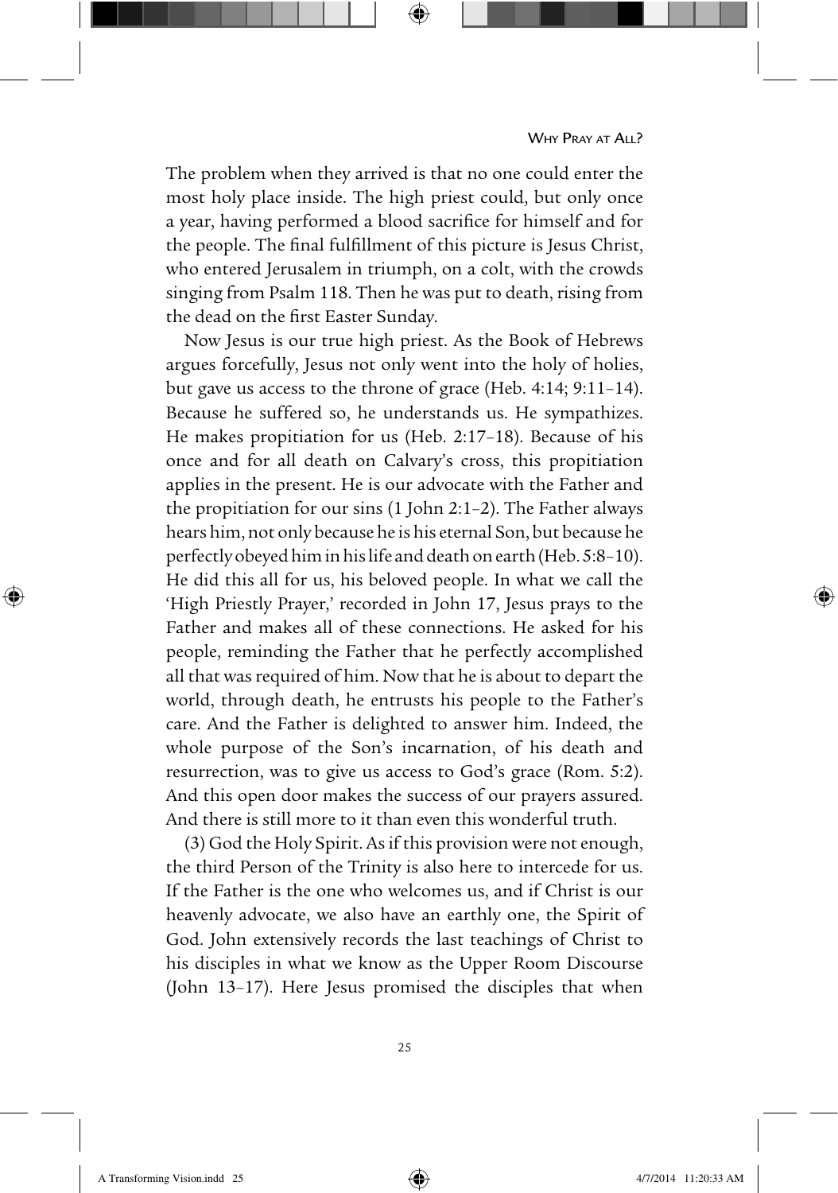The problem when they arrived is that no one could enter the most holy place inside. The high priest could, but only once a year, having performed a blood sacrifice for himself and for the people. The final fulfillment of this picture is Jesus Christ, who entered Jerusalem in triumph, on a colt, with the crowds singing from Psalm 118. Then he was put to death, rising from the dead on the first Easter Sunday.

Now Jesus is our true high priest. As the Book of Hebrews argues forcefully, Jesus not only went into the holy of holies, but gave us access to the throne of grace (Heb. 4:14; 9:11–14). Because he suffered so, he understands us. He sympathizes. He makes propitiation for us (Heb. 2:17–18). Because of his once and for all death on Calvary's cross, this propitiation applies in the present. He is our advocate with the Father and the propitiation for our sins (1 John 2:1–2). The Father always hears him, not only because he is his eternal Son, but because he perfectly obeyed him in his life and death on earth (Heb. 5:8–10). He did this all for us, his beloved people. In what we call the 'High Priestly Prayer,' recorded in John 17, Jesus prays to the Father and makes all of these connections. He asked for his people, reminding the Father that he perfectly accomplished all that was required of him. Now that he is about to depart the world, through death, he entrusts his people to the Father's care. And the Father is delighted to answer him. Indeed, the whole purpose of the Son's incarnation, of his death and resurrection, was to give us access to God's grace (Rom. 5:2). And this open door makes the success of our prayers assured. And there is still more to it than even this wonderful truth.

(3) God the Holy Spirit. As if this provision were not enough, the third Person of the Trinity is also here to intercede for us. If the Father is the one who welcomes us, and if Christ is our heavenly advocate, we also have an earthly one, the Spirit of God. John extensively records the last teachings of Christ to his disciples in what we know as the Upper Room Discourse (John 13–17). Here Jesus promised the disciples that when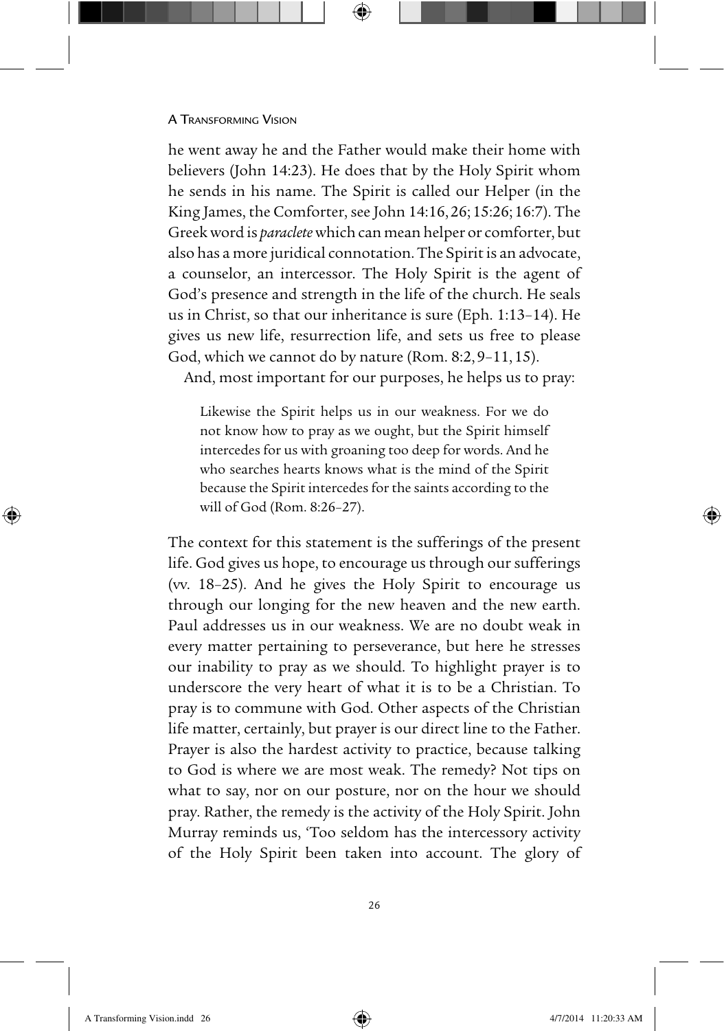he went away he and the Father would make their home with believers (John 14:23). He does that by the Holy Spirit whom he sends in his name. The Spirit is called our Helper (in the King James, the Comforter, see John 14:16, 26; 15:26; 16:7). The Greek word is *paraclete* which can mean helper or comforter, but also has a more juridical connotation. The Spirit is an advocate, a counselor, an intercessor. The Holy Spirit is the agent of God's presence and strength in the life of the church. He seals us in Christ, so that our inheritance is sure (Eph. 1:13–14). He gives us new life, resurrection life, and sets us free to please God, which we cannot do by nature (Rom. 8:2, 9–11, 15).

And, most important for our purposes, he helps us to pray:

> Likewise the Spirit helps us in our weakness. For we do not know how to pray as we ought, but the Spirit himself intercedes for us with groaning too deep for words. And he who searches hearts knows what is the mind of the Spirit because the Spirit intercedes for the saints according to the will of God (Rom. 8:26–27).

The context for this statement is the sufferings of the present life. God gives us hope, to encourage us through our sufferings (vv. 18–25). And he gives the Holy Spirit to encourage us through our longing for the new heaven and the new earth. Paul addresses us in our weakness. We are no doubt weak in every matter pertaining to perseverance, but here he stresses our inability to pray as we should. To highlight prayer is to underscore the very heart of what it is to be a Christian. To pray is to commune with God. Other aspects of the Christian life matter, certainly, but prayer is our direct line to the Father. Prayer is also the hardest activity to practice, because talking to God is where we are most weak. The remedy? Not tips on what to say, nor on our posture, nor on the hour we should pray. Rather, the remedy is the activity of the Holy Spirit. John Murray reminds us, 'Too seldom has the intercessory activity of the Holy Spirit been taken into account. The glory of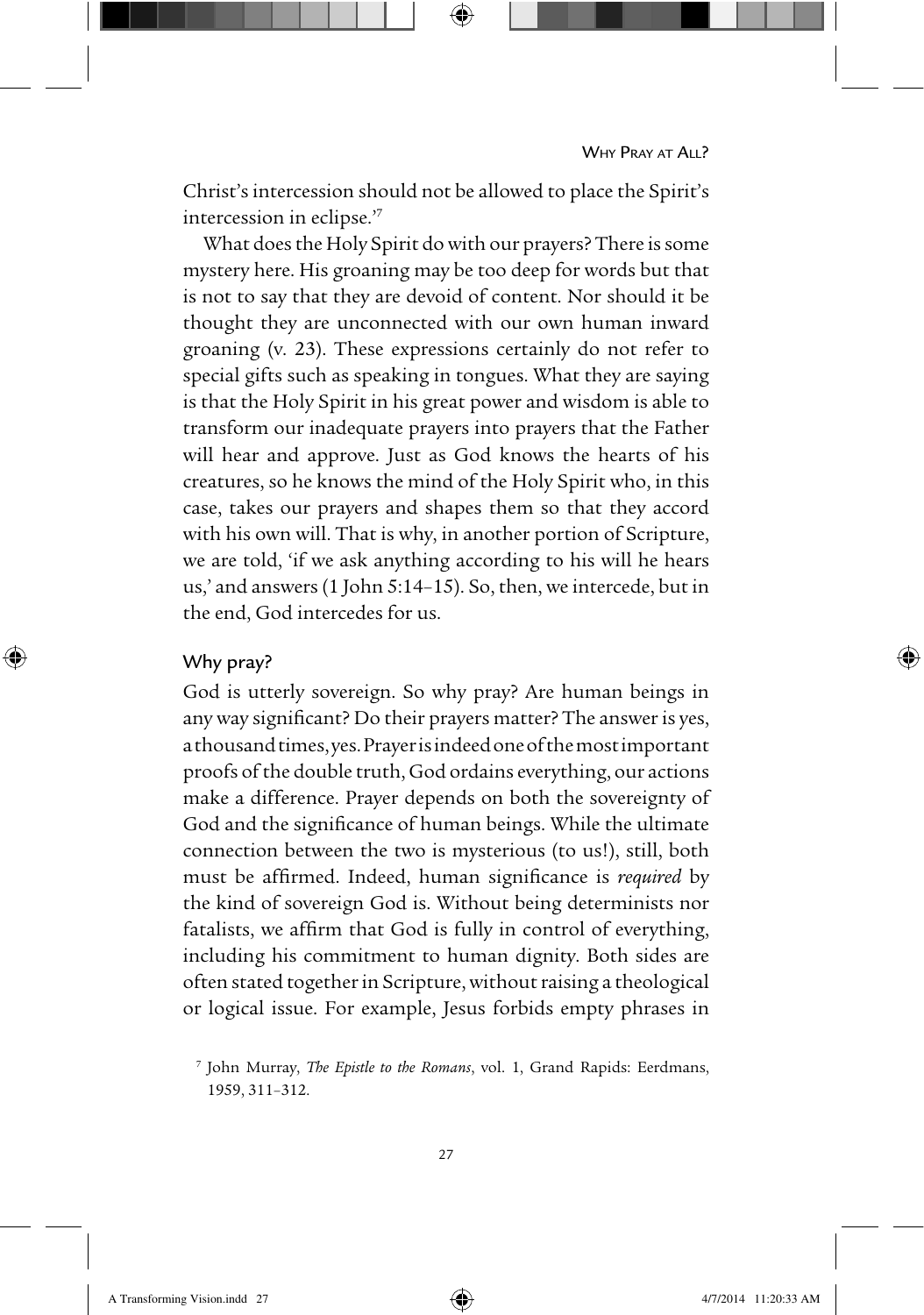Christ's intercession should not be allowed to place the Spirit's intercession in eclipse.'[7]

What does the Holy Spirit do with our prayers? There is some mystery here. His groaning may be too deep for words but that is not to say that they are devoid of content. Nor should it be thought they are unconnected with our own human inward groaning (v. 23). These expressions certainly do not refer to special gifts such as speaking in tongues. What they are saying is that the Holy Spirit in his great power and wisdom is able to transform our inadequate prayers into prayers that the Father will hear and approve. Just as God knows the hearts of his creatures, so he knows the mind of the Holy Spirit who, in this case, takes our prayers and shapes them so that they accord with his own will. That is why, in another portion of Scripture, we are told, 'if we ask anything according to his will he hears us,' and answers (1 John 5:14–15). So, then, we intercede, but in the end, God intercedes for us.

## Why pray?

God is utterly sovereign. So why pray? Are human beings in any way significant? Do their prayers matter? The answer is yes, a thousand times, yes. Prayer is indeed one of the most important proofs of the double truth, God ordains everything, our actions make a difference. Prayer depends on both the sovereignty of God and the significance of human beings. While the ultimate connection between the two is mysterious (to us!), still, both must be affirmed. Indeed, human significance is *required* by the kind of sovereign God is. Without being determinists nor fatalists, we affirm that God is fully in control of everything, including his commitment to human dignity. Both sides are often stated together in Scripture, without raising a theological or logical issue. For example, Jesus forbids empty phrases in

[7] John Murray, *The Epistle to the Romans*, vol. 1, Grand Rapids: Eerdmans, 1959, 311–312.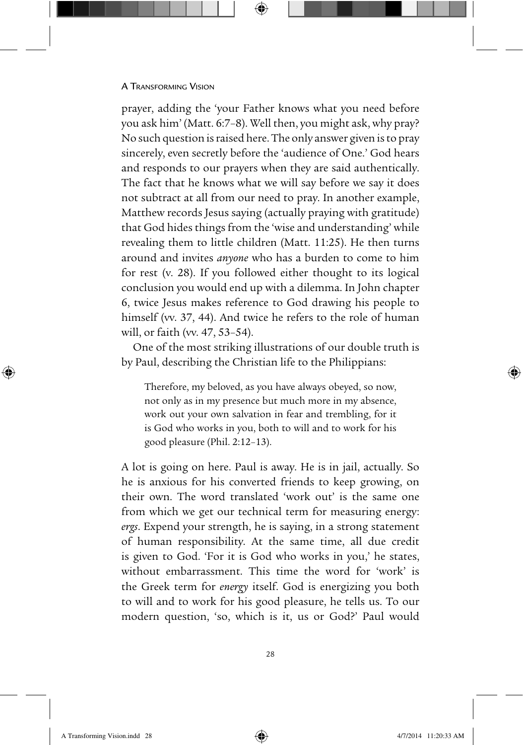prayer, adding the 'your Father knows what you need before you ask him' (Matt. 6:7–8). Well then, you might ask, why pray? No such question is raised here. The only answer given is to pray sincerely, even secretly before the 'audience of One.' God hears and responds to our prayers when they are said authentically. The fact that he knows what we will say before we say it does not subtract at all from our need to pray. In another example, Matthew records Jesus saying (actually praying with gratitude) that God hides things from the 'wise and understanding' while revealing them to little children (Matt. 11:25). He then turns around and invites *anyone* who has a burden to come to him for rest (v. 28). If you followed either thought to its logical conclusion you would end up with a dilemma. In John chapter 6, twice Jesus makes reference to God drawing his people to himself (vv. 37, 44). And twice he refers to the role of human will, or faith (vv. 47, 53–54).

One of the most striking illustrations of our double truth is by Paul, describing the Christian life to the Philippians:

> Therefore, my beloved, as you have always obeyed, so now, not only as in my presence but much more in my absence, work out your own salvation in fear and trembling, for it is God who works in you, both to will and to work for his good pleasure (Phil. 2:12–13).

A lot is going on here. Paul is away. He is in jail, actually. So he is anxious for his converted friends to keep growing, on their own. The word translated 'work out' is the same one from which we get our technical term for measuring energy: *ergs*. Expend your strength, he is saying, in a strong statement of human responsibility. At the same time, all due credit is given to God. 'For it is God who works in you,' he states, without embarrassment. This time the word for 'work' is the Greek term for *energy* itself. God is energizing you both to will and to work for his good pleasure, he tells us. To our modern question, 'so, which is it, us or God?' Paul would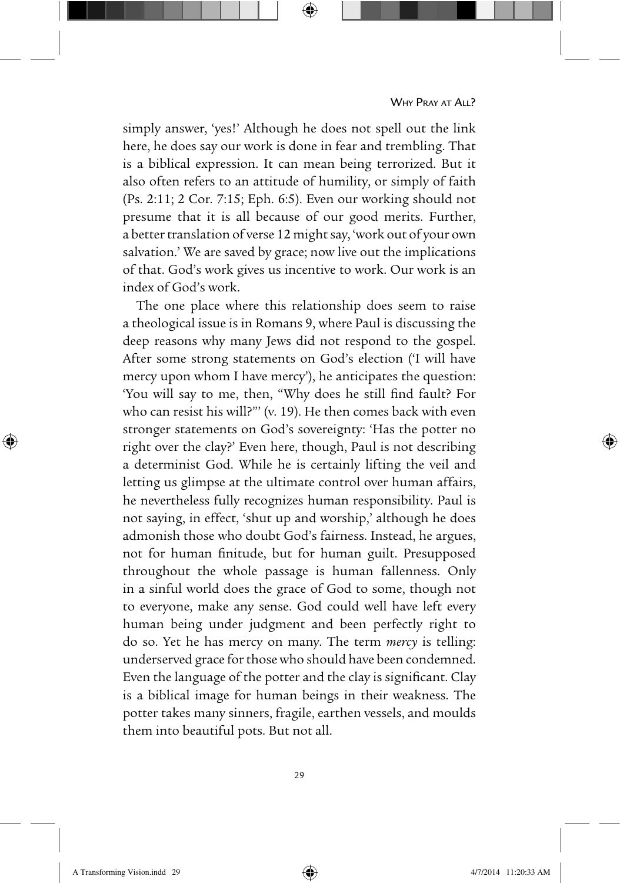simply answer, 'yes!' Although he does not spell out the link here, he does say our work is done in fear and trembling. That is a biblical expression. It can mean being terrorized. But it also often refers to an attitude of humility, or simply of faith (Ps. 2:11; 2 Cor. 7:15; Eph. 6:5). Even our working should not presume that it is all because of our good merits. Further, a better translation of verse 12 might say, 'work out of your own salvation.' We are saved by grace; now live out the implications of that. God's work gives us incentive to work. Our work is an index of God's work.

The one place where this relationship does seem to raise a theological issue is in Romans 9, where Paul is discussing the deep reasons why many Jews did not respond to the gospel. After some strong statements on God's election ('I will have mercy upon whom I have mercy'), he anticipates the question: 'You will say to me, then, "Why does he still find fault? For who can resist his will?"' (v. 19). He then comes back with even stronger statements on God's sovereignty: 'Has the potter no right over the clay?' Even here, though, Paul is not describing a determinist God. While he is certainly lifting the veil and letting us glimpse at the ultimate control over human affairs, he nevertheless fully recognizes human responsibility. Paul is not saying, in effect, 'shut up and worship,' although he does admonish those who doubt God's fairness. Instead, he argues, not for human finitude, but for human guilt. Presupposed throughout the whole passage is human fallenness. Only in a sinful world does the grace of God to some, though not to everyone, make any sense. God could well have left every human being under judgment and been perfectly right to do so. Yet he has mercy on many. The term *mercy* is telling: underserved grace for those who should have been condemned. Even the language of the potter and the clay is significant. Clay is a biblical image for human beings in their weakness. The potter takes many sinners, fragile, earthen vessels, and moulds them into beautiful pots. But not all.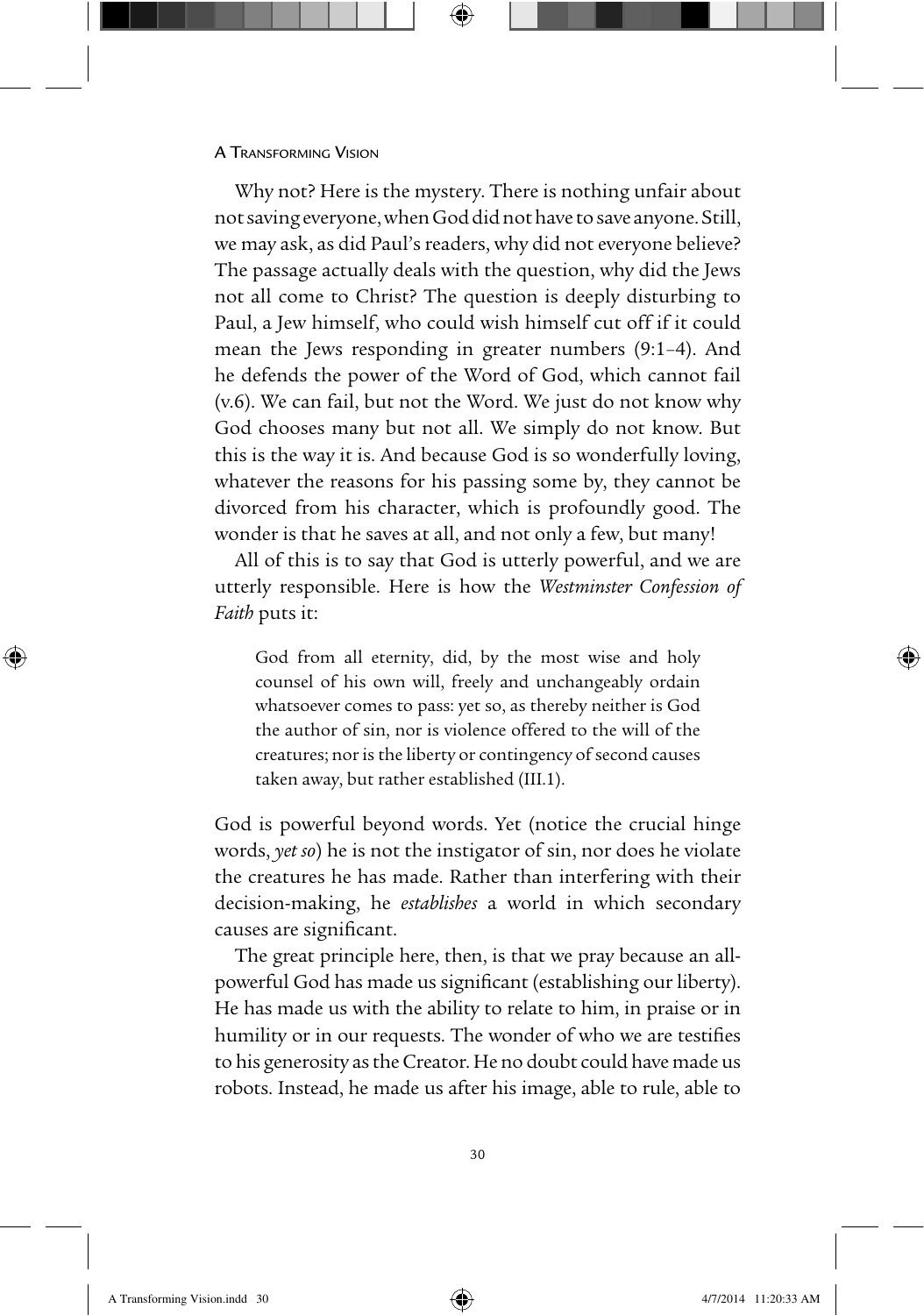Why not? Here is the mystery. There is nothing unfair about not saving everyone, when God did not have to save anyone. Still, we may ask, as did Paul's readers, why did not everyone believe? The passage actually deals with the question, why did the Jews not all come to Christ? The question is deeply disturbing to Paul, a Jew himself, who could wish himself cut off if it could mean the Jews responding in greater numbers (9:1–4). And he defends the power of the Word of God, which cannot fail (v.6). We can fail, but not the Word. We just do not know why God chooses many but not all. We simply do not know. But this is the way it is. And because God is so wonderfully loving, whatever the reasons for his passing some by, they cannot be divorced from his character, which is profoundly good. The wonder is that he saves at all, and not only a few, but many!

All of this is to say that God is utterly powerful, and we are utterly responsible. Here is how the *Westminster Confession of Faith* puts it:

> God from all eternity, did, by the most wise and holy counsel of his own will, freely and unchangeably ordain whatsoever comes to pass: yet so, as thereby neither is God the author of sin, nor is violence offered to the will of the creatures; nor is the liberty or contingency of second causes taken away, but rather established (III.1).

God is powerful beyond words. Yet (notice the crucial hinge words, *yet so*) he is not the instigator of sin, nor does he violate the creatures he has made. Rather than interfering with their decision-making, he *establishes* a world in which secondary causes are significant.

The great principle here, then, is that we pray because an all-powerful God has made us significant (establishing our liberty). He has made us with the ability to relate to him, in praise or in humility or in our requests. The wonder of who we are testifies to his generosity as the Creator. He no doubt could have made us robots. Instead, he made us after his image, able to rule, able to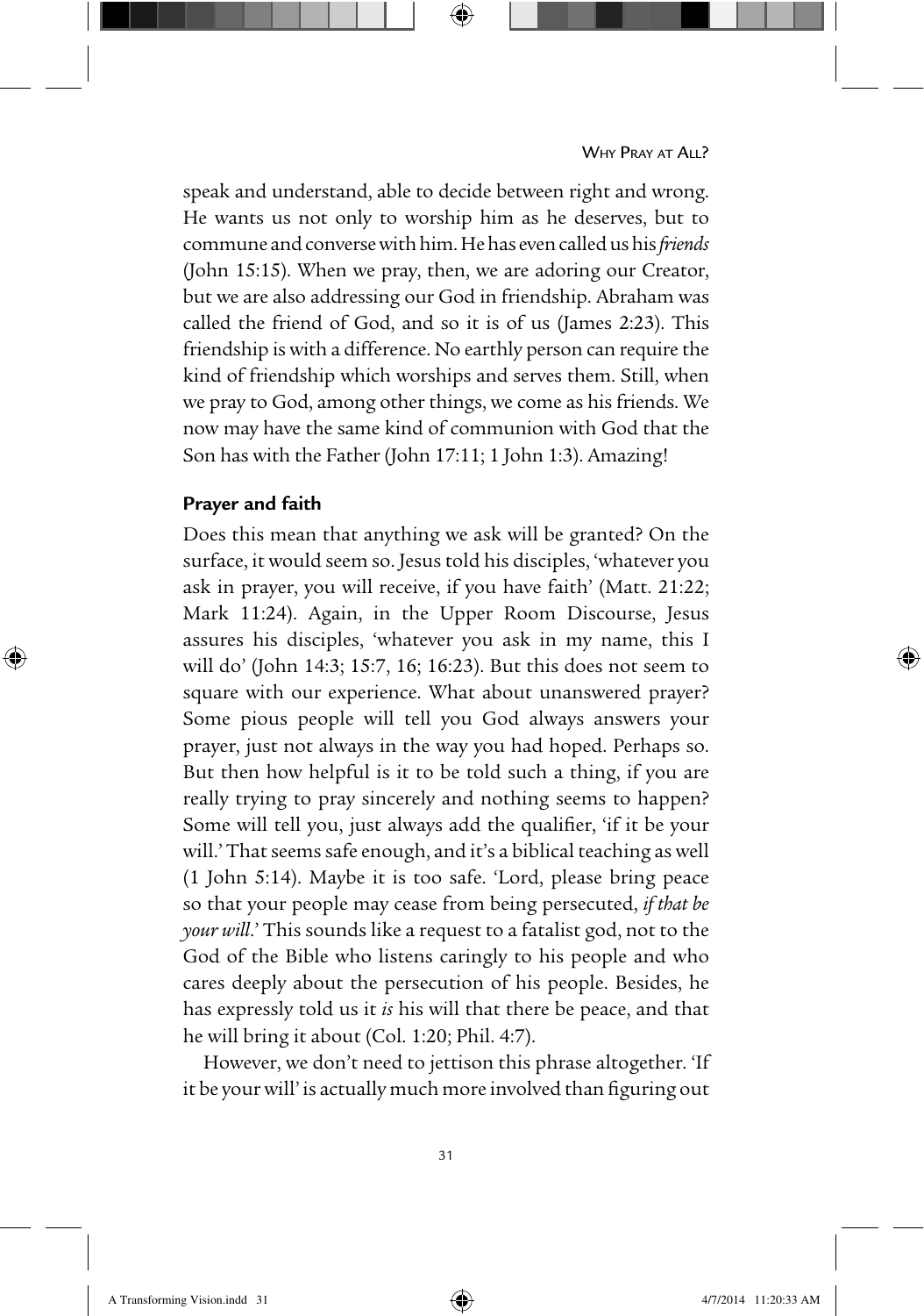speak and understand, able to decide between right and wrong. He wants us not only to worship him as he deserves, but to commune and converse with him. He has even called us his *friends* (John 15:15). When we pray, then, we are adoring our Creator, but we are also addressing our God in friendship. Abraham was called the friend of God, and so it is of us (James 2:23). This friendship is with a difference. No earthly person can require the kind of friendship which worships and serves them. Still, when we pray to God, among other things, we come as his friends. We now may have the same kind of communion with God that the Son has with the Father (John 17:11; 1 John 1:3). Amazing!

**Prayer and faith**

Does this mean that anything we ask will be granted? On the surface, it would seem so. Jesus told his disciples, 'whatever you ask in prayer, you will receive, if you have faith' (Matt. 21:22; Mark 11:24). Again, in the Upper Room Discourse, Jesus assures his disciples, 'whatever you ask in my name, this I will do' (John 14:3; 15:7, 16; 16:23). But this does not seem to square with our experience. What about unanswered prayer? Some pious people will tell you God always answers your prayer, just not always in the way you had hoped. Perhaps so. But then how helpful is it to be told such a thing, if you are really trying to pray sincerely and nothing seems to happen? Some will tell you, just always add the qualifier, 'if it be your will.' That seems safe enough, and it's a biblical teaching as well (1 John 5:14). Maybe it is too safe. 'Lord, please bring peace so that your people may cease from being persecuted, *if that be your will*.' This sounds like a request to a fatalist god, not to the God of the Bible who listens caringly to his people and who cares deeply about the persecution of his people. Besides, he has expressly told us it *is* his will that there be peace, and that he will bring it about (Col. 1:20; Phil. 4:7).

However, we don't need to jettison this phrase altogether. 'If it be your will' is actually much more involved than figuring out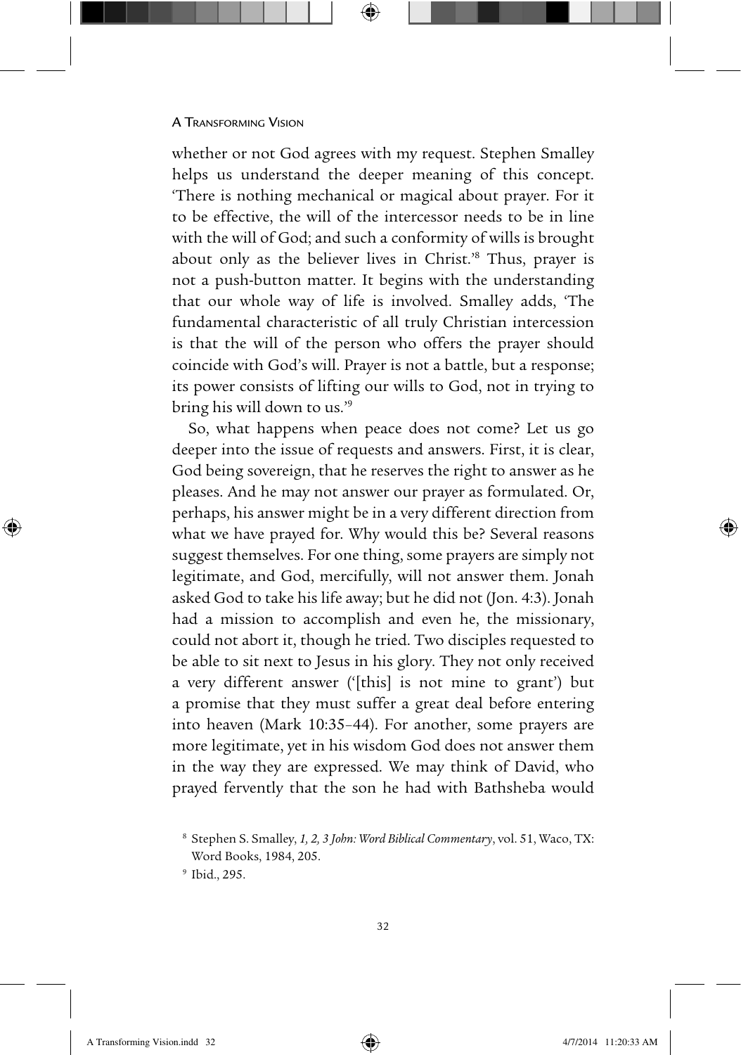whether or not God agrees with my request. Stephen Smalley helps us understand the deeper meaning of this concept. 'There is nothing mechanical or magical about prayer. For it to be effective, the will of the intercessor needs to be in line with the will of God; and such a conformity of wills is brought about only as the believer lives in Christ.'[8] Thus, prayer is not a push-button matter. It begins with the understanding that our whole way of life is involved. Smalley adds, 'The fundamental characteristic of all truly Christian intercession is that the will of the person who offers the prayer should coincide with God's will. Prayer is not a battle, but a response; its power consists of lifting our wills to God, not in trying to bring his will down to us.'[9]

So, what happens when peace does not come? Let us go deeper into the issue of requests and answers. First, it is clear, God being sovereign, that he reserves the right to answer as he pleases. And he may not answer our prayer as formulated. Or, perhaps, his answer might be in a very different direction from what we have prayed for. Why would this be? Several reasons suggest themselves. For one thing, some prayers are simply not legitimate, and God, mercifully, will not answer them. Jonah asked God to take his life away; but he did not (Jon. 4:3). Jonah had a mission to accomplish and even he, the missionary, could not abort it, though he tried. Two disciples requested to be able to sit next to Jesus in his glory. They not only received a very different answer ('[this] is not mine to grant') but a promise that they must suffer a great deal before entering into heaven (Mark 10:35–44). For another, some prayers are more legitimate, yet in his wisdom God does not answer them in the way they are expressed. We may think of David, who prayed fervently that the son he had with Bathsheba would

---

[8] Stephen S. Smalley, *1, 2, 3 John: Word Biblical Commentary*, vol. 51, Waco, TX: Word Books, 1984, 205.

[9] Ibid., 295.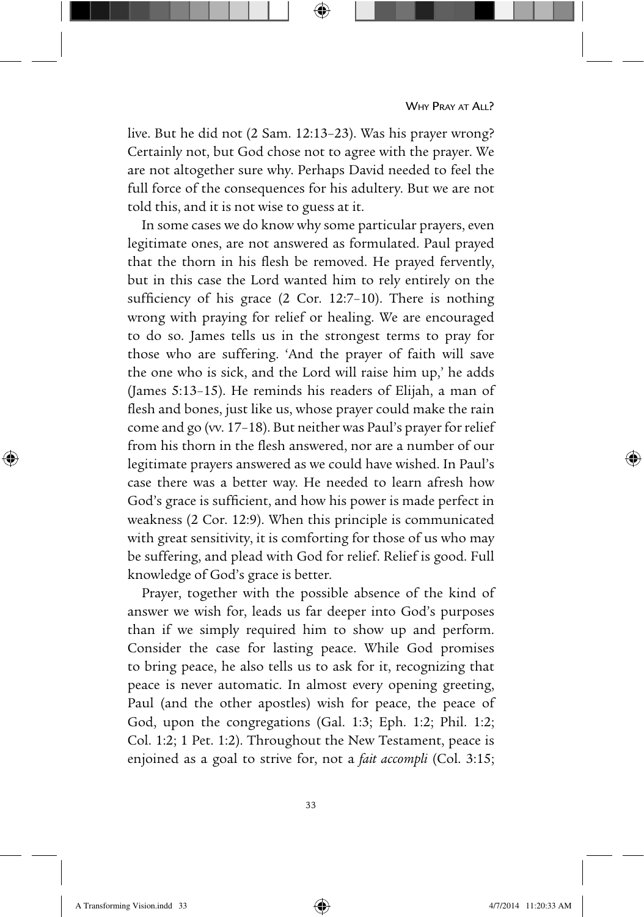live. But he did not (2 Sam. 12:13–23). Was his prayer wrong? Certainly not, but God chose not to agree with the prayer. We are not altogether sure why. Perhaps David needed to feel the full force of the consequences for his adultery. But we are not told this, and it is not wise to guess at it.

In some cases we do know why some particular prayers, even legitimate ones, are not answered as formulated. Paul prayed that the thorn in his flesh be removed. He prayed fervently, but in this case the Lord wanted him to rely entirely on the sufficiency of his grace (2 Cor. 12:7–10). There is nothing wrong with praying for relief or healing. We are encouraged to do so. James tells us in the strongest terms to pray for those who are suffering. 'And the prayer of faith will save the one who is sick, and the Lord will raise him up,' he adds (James 5:13–15). He reminds his readers of Elijah, a man of flesh and bones, just like us, whose prayer could make the rain come and go (vv. 17–18). But neither was Paul's prayer for relief from his thorn in the flesh answered, nor are a number of our legitimate prayers answered as we could have wished. In Paul's case there was a better way. He needed to learn afresh how God's grace is sufficient, and how his power is made perfect in weakness (2 Cor. 12:9). When this principle is communicated with great sensitivity, it is comforting for those of us who may be suffering, and plead with God for relief. Relief is good. Full knowledge of God's grace is better.

Prayer, together with the possible absence of the kind of answer we wish for, leads us far deeper into God's purposes than if we simply required him to show up and perform. Consider the case for lasting peace. While God promises to bring peace, he also tells us to ask for it, recognizing that peace is never automatic. In almost every opening greeting, Paul (and the other apostles) wish for peace, the peace of God, upon the congregations (Gal. 1:3; Eph. 1:2; Phil. 1:2; Col. 1:2; 1 Pet. 1:2). Throughout the New Testament, peace is enjoined as a goal to strive for, not a *fait accompli* (Col. 3:15;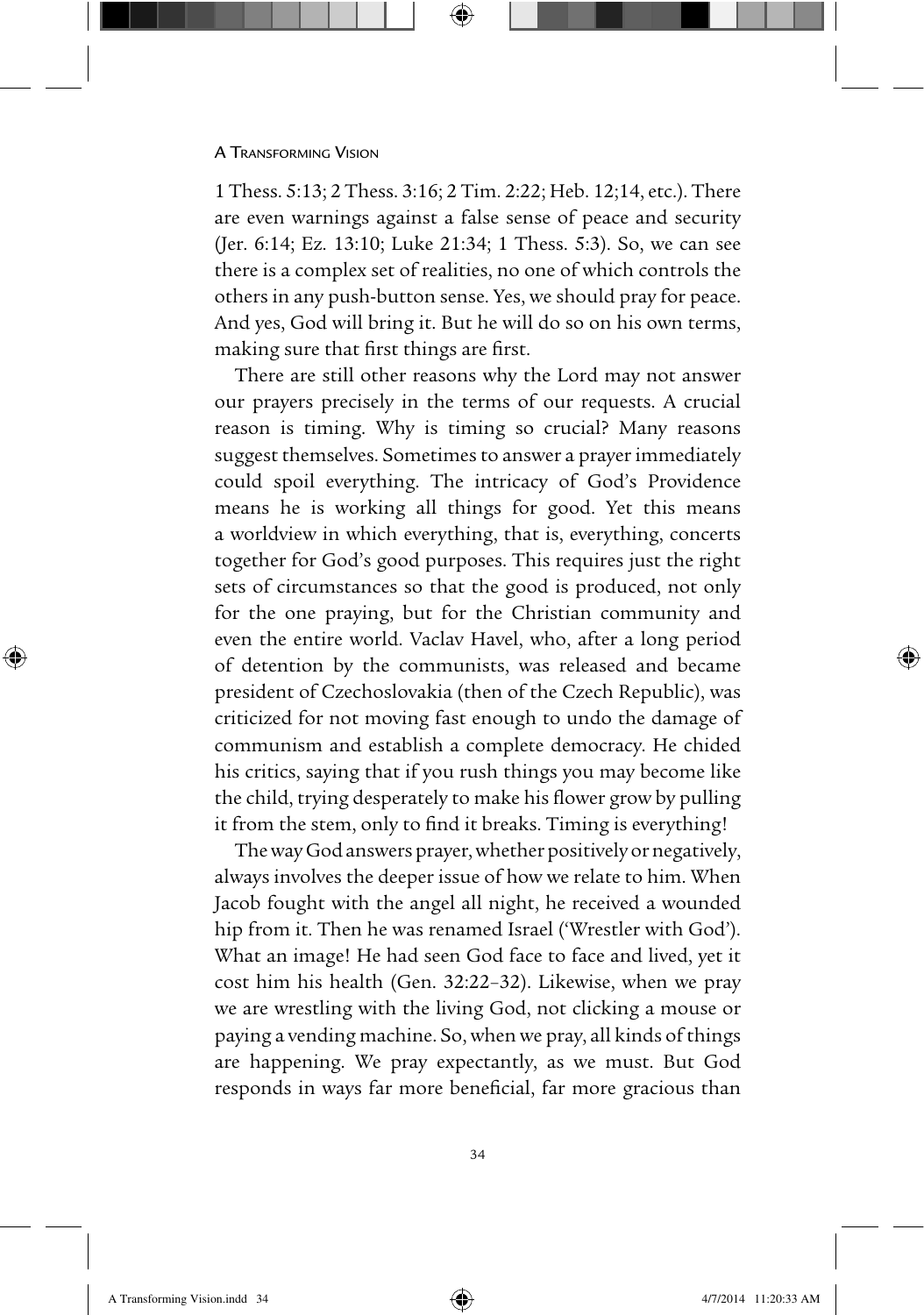1 Thess. 5:13; 2 Thess. 3:16; 2 Tim. 2:22; Heb. 12;14, etc.). There are even warnings against a false sense of peace and security (Jer. 6:14; Ez. 13:10; Luke 21:34; 1 Thess. 5:3). So, we can see there is a complex set of realities, no one of which controls the others in any push-button sense. Yes, we should pray for peace. And yes, God will bring it. But he will do so on his own terms, making sure that first things are first.

There are still other reasons why the Lord may not answer our prayers precisely in the terms of our requests. A crucial reason is timing. Why is timing so crucial? Many reasons suggest themselves. Sometimes to answer a prayer immediately could spoil everything. The intricacy of God's Providence means he is working all things for good. Yet this means a worldview in which everything, that is, everything, concerts together for God's good purposes. This requires just the right sets of circumstances so that the good is produced, not only for the one praying, but for the Christian community and even the entire world. Vaclav Havel, who, after a long period of detention by the communists, was released and became president of Czechoslovakia (then of the Czech Republic), was criticized for not moving fast enough to undo the damage of communism and establish a complete democracy. He chided his critics, saying that if you rush things you may become like the child, trying desperately to make his flower grow by pulling it from the stem, only to find it breaks. Timing is everything!

The way God answers prayer, whether positively or negatively, always involves the deeper issue of how we relate to him. When Jacob fought with the angel all night, he received a wounded hip from it. Then he was renamed Israel ('Wrestler with God'). What an image! He had seen God face to face and lived, yet it cost him his health (Gen. 32:22–32). Likewise, when we pray we are wrestling with the living God, not clicking a mouse or paying a vending machine. So, when we pray, all kinds of things are happening. We pray expectantly, as we must. But God responds in ways far more beneficial, far more gracious than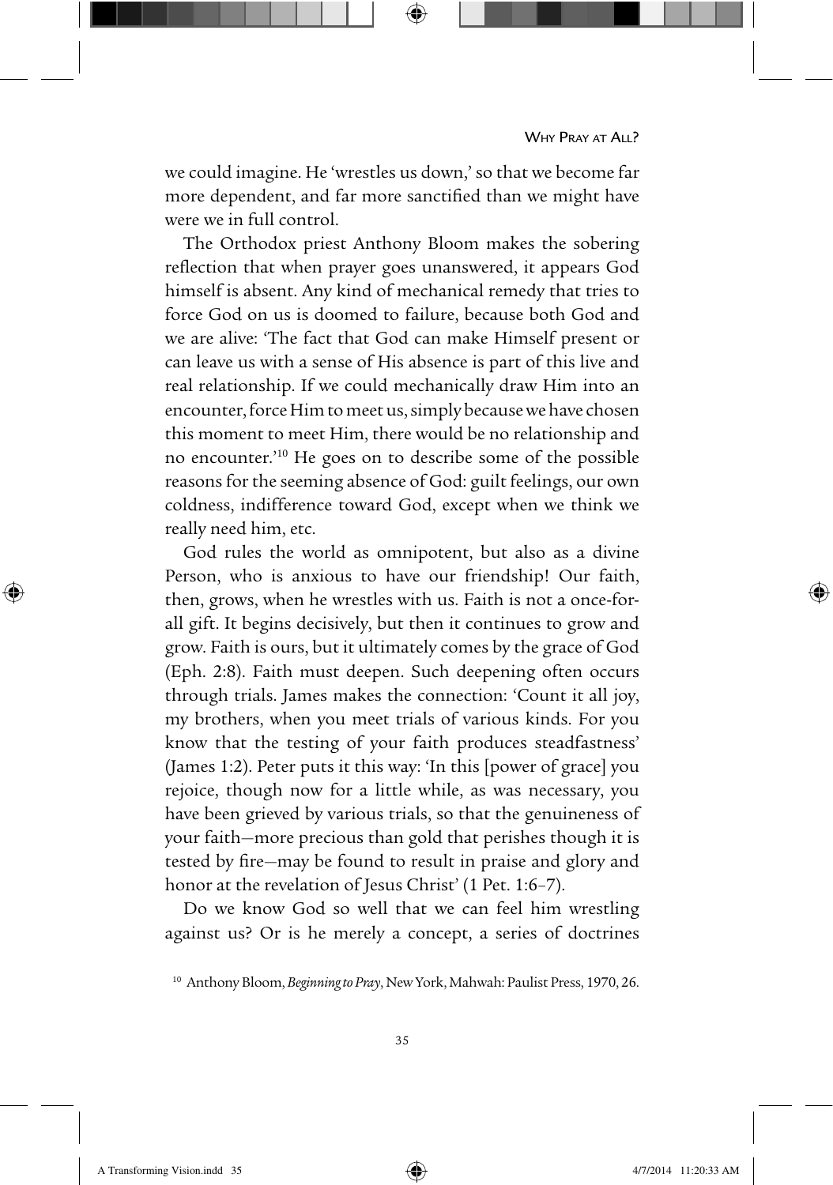we could imagine. He 'wrestles us down,' so that we become far more dependent, and far more sanctified than we might have were we in full control.

The Orthodox priest Anthony Bloom makes the sobering reflection that when prayer goes unanswered, it appears God himself is absent. Any kind of mechanical remedy that tries to force God on us is doomed to failure, because both God and we are alive: 'The fact that God can make Himself present or can leave us with a sense of His absence is part of this live and real relationship. If we could mechanically draw Him into an encounter, force Him to meet us, simply because we have chosen this moment to meet Him, there would be no relationship and no encounter.'[10] He goes on to describe some of the possible reasons for the seeming absence of God: guilt feelings, our own coldness, indifference toward God, except when we think we really need him, etc.

God rules the world as omnipotent, but also as a divine Person, who is anxious to have our friendship! Our faith, then, grows, when he wrestles with us. Faith is not a once-for-all gift. It begins decisively, but then it continues to grow and grow. Faith is ours, but it ultimately comes by the grace of God (Eph. 2:8). Faith must deepen. Such deepening often occurs through trials. James makes the connection: 'Count it all joy, my brothers, when you meet trials of various kinds. For you know that the testing of your faith produces steadfastness' (James 1:2). Peter puts it this way: 'In this [power of grace] you rejoice, though now for a little while, as was necessary, you have been grieved by various trials, so that the genuineness of your faith—more precious than gold that perishes though it is tested by fire—may be found to result in praise and glory and honor at the revelation of Jesus Christ' (1 Pet. 1:6–7).

Do we know God so well that we can feel him wrestling against us? Or is he merely a concept, a series of doctrines

[10] Anthony Bloom, *Beginning to Pray*, New York, Mahwah: Paulist Press, 1970, 26.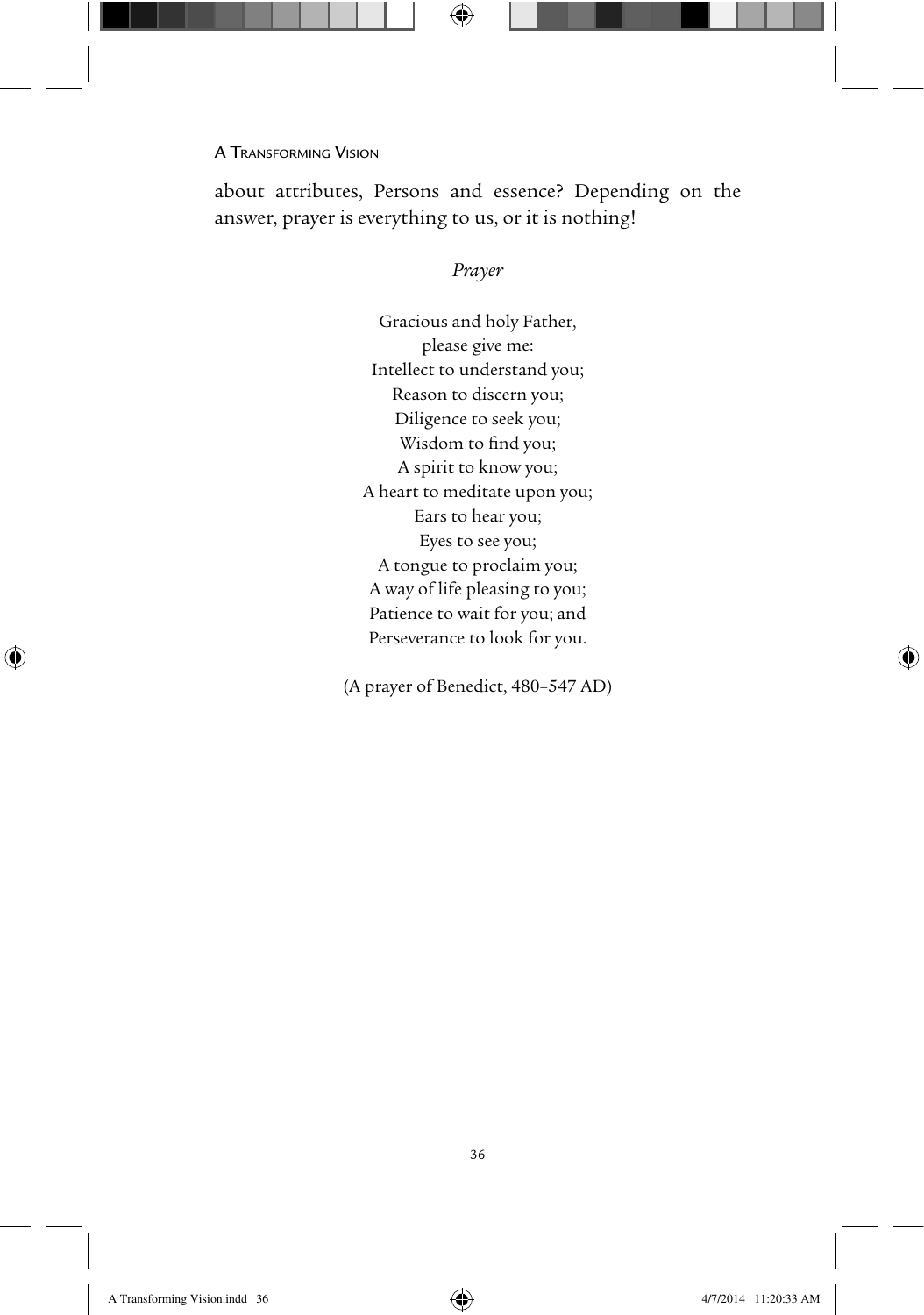about attributes, Persons and essence? Depending on the answer, prayer is everything to us, or it is nothing!

*Prayer*

Gracious and holy Father,  
please give me:  
Intellect to understand you;  
Reason to discern you;  
Diligence to seek you;  
Wisdom to find you;  
A spirit to know you;  
A heart to meditate upon you;  
Ears to hear you;  
Eyes to see you;  
A tongue to proclaim you;  
A way of life pleasing to you;  
Patience to wait for you; and  
Perseverance to look for you.

(A prayer of Benedict, 480–547 AD)